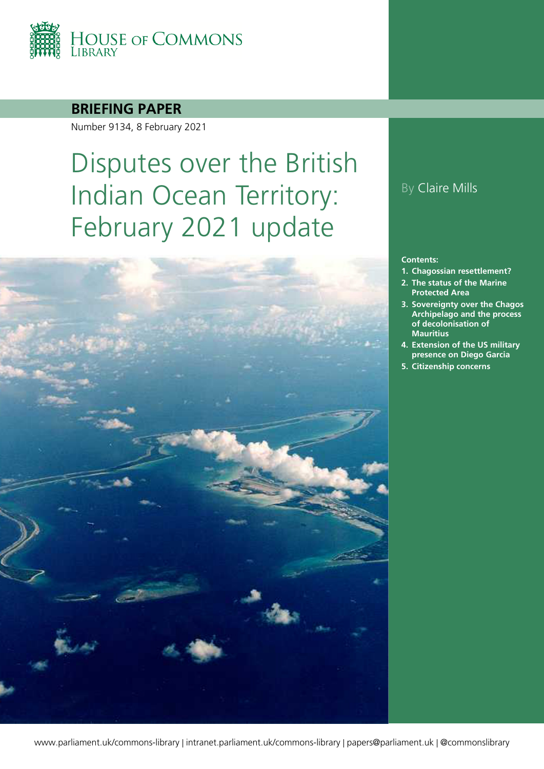House of Commons Library

**BRIEFING PAPER**

Number 9134, 8 February 2021

# Disputes over the British Indian Ocean Territory: February 2021 update

By Claire Mills

**Contents:**

1. **Chagossian resettlement?**
2. **The status of the Marine Protected Area**
3. **Sovereignty over the Chagos Archipelago and the process of decolonisation of Mauritius**
4. **Extension of the US military presence on Diego Garcia**
5. **Citizenship concerns**

www.parliament.uk/commons-library | intranet.parliament.uk/commons-library | papers@parliament.uk | @commonslibrary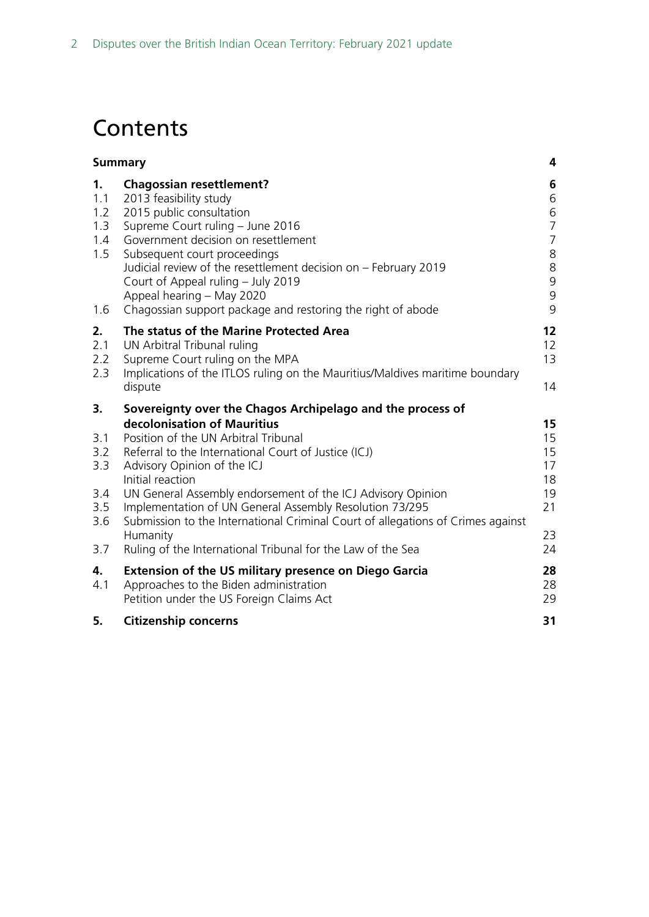# Contents

| | | |
|---|---|---|
| | **Summary** | **4** |
| **1.** | **Chagossian resettlement?** | **6** |
| 1.1 | 2013 feasibility study | 6 |
| 1.2 | 2015 public consultation | 6 |
| 1.3 | Supreme Court ruling – June 2016 | 7 |
| 1.4 | Government decision on resettlement | 7 |
| 1.5 | Subsequent court proceedings | 8 |
| | Judicial review of the resettlement decision on – February 2019 | 8 |
| | Court of Appeal ruling – July 2019 | 9 |
| | Appeal hearing – May 2020 | 9 |
| 1.6 | Chagossian support package and restoring the right of abode | 9 |
| **2.** | **The status of the Marine Protected Area** | **12** |
| 2.1 | UN Arbitral Tribunal ruling | 12 |
| 2.2 | Supreme Court ruling on the MPA | 13 |
| 2.3 | Implications of the ITLOS ruling on the Mauritius/Maldives maritime boundary dispute | 14 |
| **3.** | **Sovereignty over the Chagos Archipelago and the process of decolonisation of Mauritius** | **15** |
| 3.1 | Position of the UN Arbitral Tribunal | 15 |
| 3.2 | Referral to the International Court of Justice (ICJ) | 15 |
| 3.3 | Advisory Opinion of the ICJ | 17 |
| | Initial reaction | 18 |
| 3.4 | UN General Assembly endorsement of the ICJ Advisory Opinion | 19 |
| 3.5 | Implementation of UN General Assembly Resolution 73/295 | 21 |
| 3.6 | Submission to the International Criminal Court of allegations of Crimes against Humanity | 23 |
| 3.7 | Ruling of the International Tribunal for the Law of the Sea | 24 |
| **4.** | **Extension of the US military presence on Diego Garcia** | **28** |
| 4.1 | Approaches to the Biden administration | 28 |
| | Petition under the US Foreign Claims Act | 29 |
| **5.** | **Citizenship concerns** | **31** |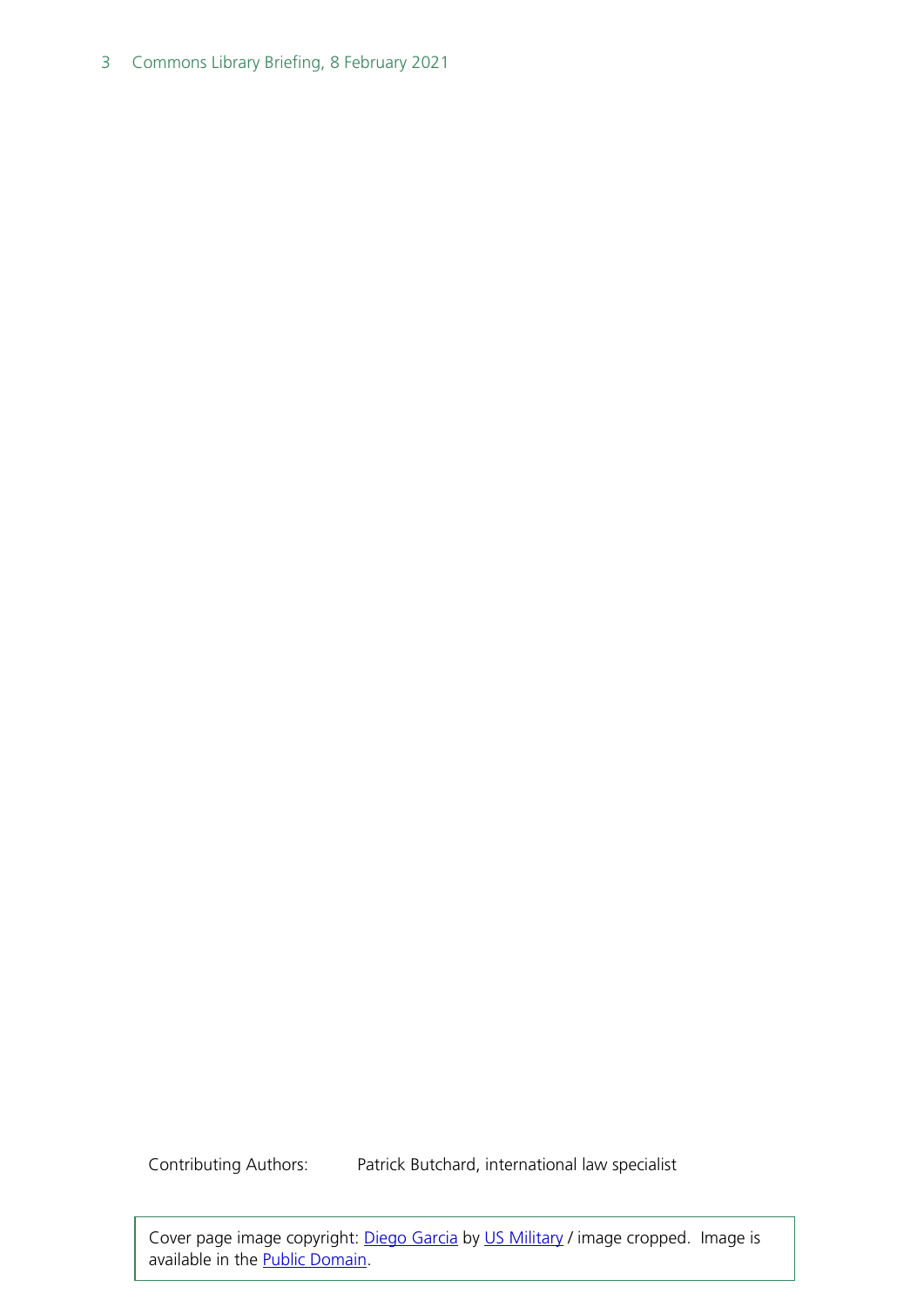Contributing Authors: Patrick Butchard, international law specialist

Cover page image copyright: [Diego Garcia] by [US Military] / image cropped. Image is available in the [Public Domain].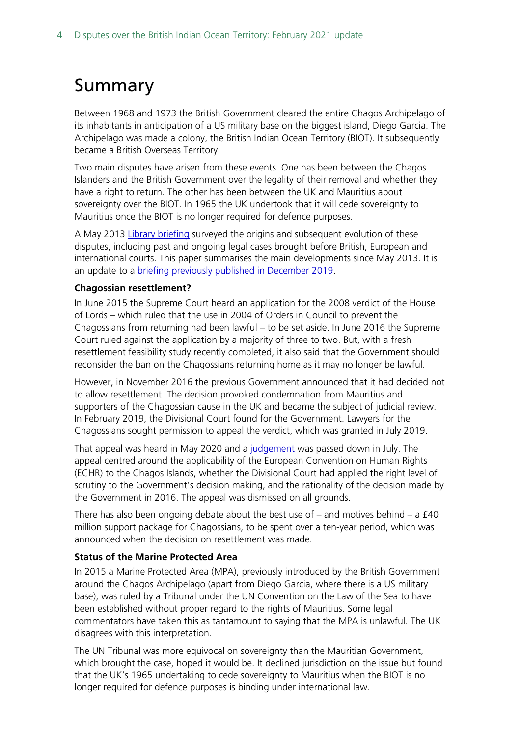# Summary

Between 1968 and 1973 the British Government cleared the entire Chagos Archipelago of its inhabitants in anticipation of a US military base on the biggest island, Diego Garcia. The Archipelago was made a colony, the British Indian Ocean Territory (BIOT). It subsequently became a British Overseas Territory.

Two main disputes have arisen from these events. One has been between the Chagos Islanders and the British Government over the legality of their removal and whether they have a right to return. The other has been between the UK and Mauritius about sovereignty over the BIOT. In 1965 the UK undertook that it will cede sovereignty to Mauritius once the BIOT is no longer required for defence purposes.

A May 2013 Library briefing surveyed the origins and subsequent evolution of these disputes, including past and ongoing legal cases brought before British, European and international courts. This paper summarises the main developments since May 2013. It is an update to a briefing previously published in December 2019.

**Chagossian resettlement?**

In June 2015 the Supreme Court heard an application for the 2008 verdict of the House of Lords – which ruled that the use in 2004 of Orders in Council to prevent the Chagossians from returning had been lawful – to be set aside. In June 2016 the Supreme Court ruled against the application by a majority of three to two. But, with a fresh resettlement feasibility study recently completed, it also said that the Government should reconsider the ban on the Chagossians returning home as it may no longer be lawful.

However, in November 2016 the previous Government announced that it had decided not to allow resettlement. The decision provoked condemnation from Mauritius and supporters of the Chagossian cause in the UK and became the subject of judicial review. In February 2019, the Divisional Court found for the Government. Lawyers for the Chagossians sought permission to appeal the verdict, which was granted in July 2019.

That appeal was heard in May 2020 and a judgement was passed down in July. The appeal centred around the applicability of the European Convention on Human Rights (ECHR) to the Chagos Islands, whether the Divisional Court had applied the right level of scrutiny to the Government's decision making, and the rationality of the decision made by the Government in 2016. The appeal was dismissed on all grounds.

There has also been ongoing debate about the best use of – and motives behind – a £40 million support package for Chagossians, to be spent over a ten-year period, which was announced when the decision on resettlement was made.

**Status of the Marine Protected Area**

In 2015 a Marine Protected Area (MPA), previously introduced by the British Government around the Chagos Archipelago (apart from Diego Garcia, where there is a US military base), was ruled by a Tribunal under the UN Convention on the Law of the Sea to have been established without proper regard to the rights of Mauritius. Some legal commentators have taken this as tantamount to saying that the MPA is unlawful. The UK disagrees with this interpretation.

The UN Tribunal was more equivocal on sovereignty than the Mauritian Government, which brought the case, hoped it would be. It declined jurisdiction on the issue but found that the UK's 1965 undertaking to cede sovereignty to Mauritius when the BIOT is no longer required for defence purposes is binding under international law.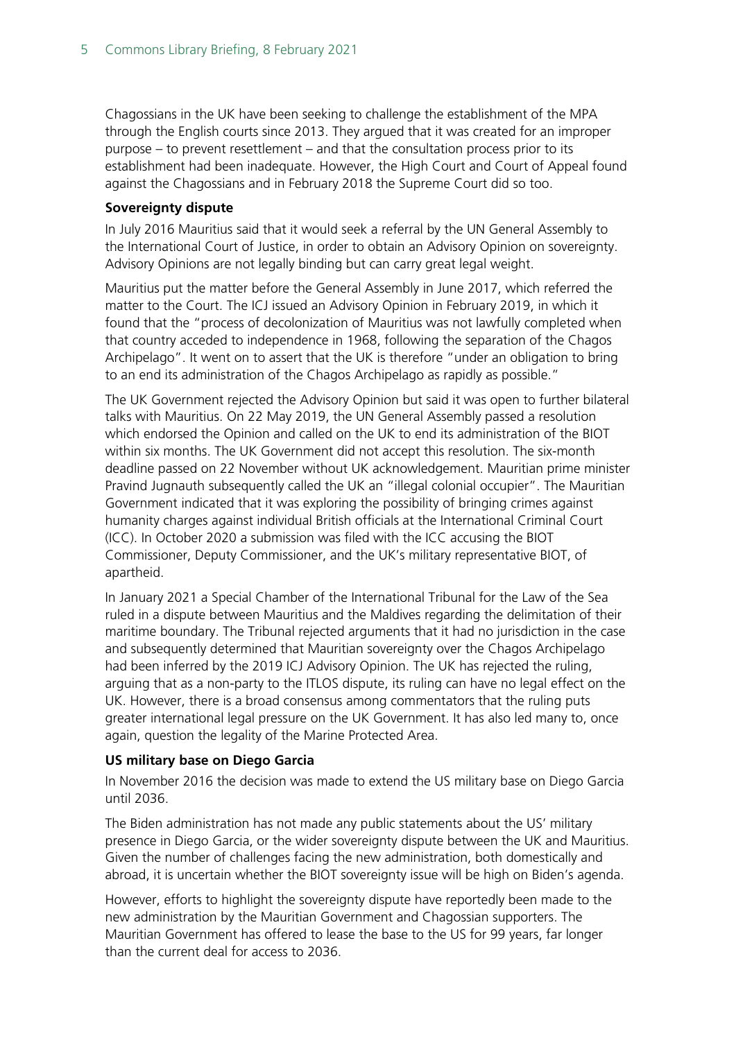Chagossians in the UK have been seeking to challenge the establishment of the MPA through the English courts since 2013. They argued that it was created for an improper purpose – to prevent resettlement – and that the consultation process prior to its establishment had been inadequate. However, the High Court and Court of Appeal found against the Chagossians and in February 2018 the Supreme Court did so too.

**Sovereignty dispute**

In July 2016 Mauritius said that it would seek a referral by the UN General Assembly to the International Court of Justice, in order to obtain an Advisory Opinion on sovereignty. Advisory Opinions are not legally binding but can carry great legal weight.

Mauritius put the matter before the General Assembly in June 2017, which referred the matter to the Court. The ICJ issued an Advisory Opinion in February 2019, in which it found that the "process of decolonization of Mauritius was not lawfully completed when that country acceded to independence in 1968, following the separation of the Chagos Archipelago". It went on to assert that the UK is therefore "under an obligation to bring to an end its administration of the Chagos Archipelago as rapidly as possible."

The UK Government rejected the Advisory Opinion but said it was open to further bilateral talks with Mauritius. On 22 May 2019, the UN General Assembly passed a resolution which endorsed the Opinion and called on the UK to end its administration of the BIOT within six months. The UK Government did not accept this resolution. The six-month deadline passed on 22 November without UK acknowledgement. Mauritian prime minister Pravind Jugnauth subsequently called the UK an "illegal colonial occupier". The Mauritian Government indicated that it was exploring the possibility of bringing crimes against humanity charges against individual British officials at the International Criminal Court (ICC). In October 2020 a submission was filed with the ICC accusing the BIOT Commissioner, Deputy Commissioner, and the UK's military representative BIOT, of apartheid.

In January 2021 a Special Chamber of the International Tribunal for the Law of the Sea ruled in a dispute between Mauritius and the Maldives regarding the delimitation of their maritime boundary. The Tribunal rejected arguments that it had no jurisdiction in the case and subsequently determined that Mauritian sovereignty over the Chagos Archipelago had been inferred by the 2019 ICJ Advisory Opinion. The UK has rejected the ruling, arguing that as a non-party to the ITLOS dispute, its ruling can have no legal effect on the UK. However, there is a broad consensus among commentators that the ruling puts greater international legal pressure on the UK Government. It has also led many to, once again, question the legality of the Marine Protected Area.

**US military base on Diego Garcia**

In November 2016 the decision was made to extend the US military base on Diego Garcia until 2036.

The Biden administration has not made any public statements about the US' military presence in Diego Garcia, or the wider sovereignty dispute between the UK and Mauritius. Given the number of challenges facing the new administration, both domestically and abroad, it is uncertain whether the BIOT sovereignty issue will be high on Biden's agenda.

However, efforts to highlight the sovereignty dispute have reportedly been made to the new administration by the Mauritian Government and Chagossian supporters. The Mauritian Government has offered to lease the base to the US for 99 years, far longer than the current deal for access to 2036.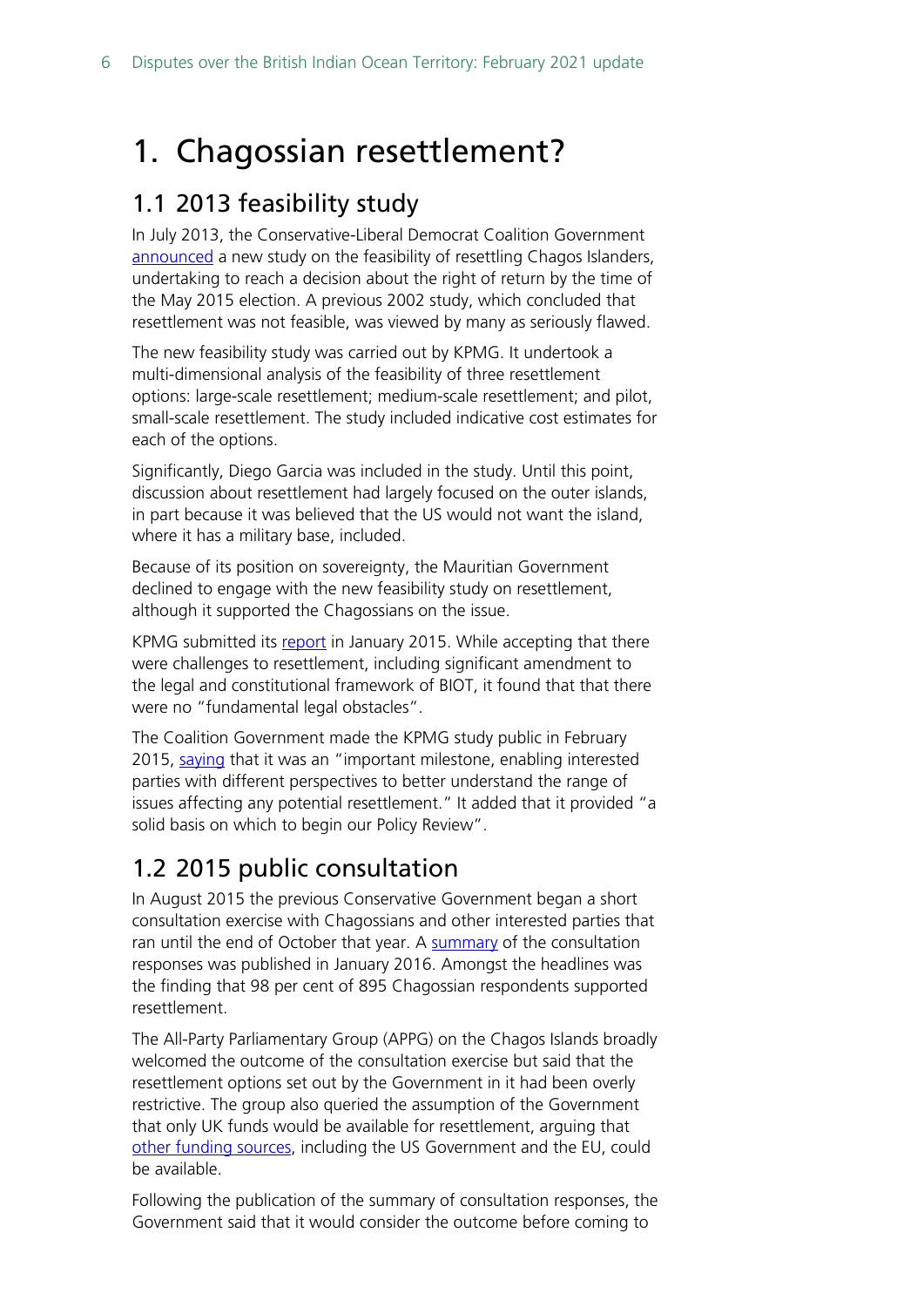# 1. Chagossian resettlement?

## 1.1 2013 feasibility study

In July 2013, the Conservative-Liberal Democrat Coalition Government announced a new study on the feasibility of resettling Chagos Islanders, undertaking to reach a decision about the right of return by the time of the May 2015 election. A previous 2002 study, which concluded that resettlement was not feasible, was viewed by many as seriously flawed.

The new feasibility study was carried out by KPMG. It undertook a multi-dimensional analysis of the feasibility of three resettlement options: large-scale resettlement; medium-scale resettlement; and pilot, small-scale resettlement. The study included indicative cost estimates for each of the options.

Significantly, Diego Garcia was included in the study. Until this point, discussion about resettlement had largely focused on the outer islands, in part because it was believed that the US would not want the island, where it has a military base, included.

Because of its position on sovereignty, the Mauritian Government declined to engage with the new feasibility study on resettlement, although it supported the Chagossians on the issue.

KPMG submitted its report in January 2015. While accepting that there were challenges to resettlement, including significant amendment to the legal and constitutional framework of BIOT, it found that that there were no "fundamental legal obstacles".

The Coalition Government made the KPMG study public in February 2015, saying that it was an "important milestone, enabling interested parties with different perspectives to better understand the range of issues affecting any potential resettlement." It added that it provided "a solid basis on which to begin our Policy Review".

## 1.2 2015 public consultation

In August 2015 the previous Conservative Government began a short consultation exercise with Chagossians and other interested parties that ran until the end of October that year. A summary of the consultation responses was published in January 2016. Amongst the headlines was the finding that 98 per cent of 895 Chagossian respondents supported resettlement.

The All-Party Parliamentary Group (APPG) on the Chagos Islands broadly welcomed the outcome of the consultation exercise but said that the resettlement options set out by the Government in it had been overly restrictive. The group also queried the assumption of the Government that only UK funds would be available for resettlement, arguing that other funding sources, including the US Government and the EU, could be available.

Following the publication of the summary of consultation responses, the Government said that it would consider the outcome before coming to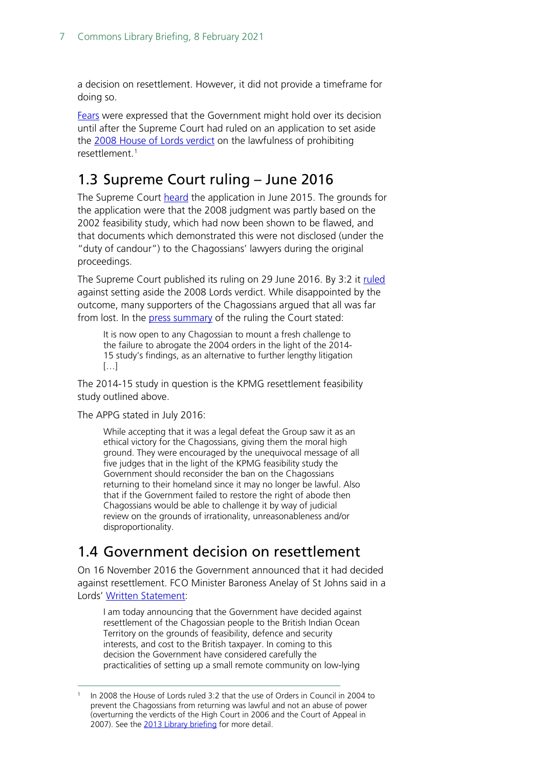a decision on resettlement. However, it did not provide a timeframe for doing so.

Fears were expressed that the Government might hold over its decision until after the Supreme Court had ruled on an application to set aside the 2008 House of Lords verdict on the lawfulness of prohibiting resettlement.[1]

## 1.3 Supreme Court ruling – June 2016

The Supreme Court heard the application in June 2015. The grounds for the application were that the 2008 judgment was partly based on the 2002 feasibility study, which had now been shown to be flawed, and that documents which demonstrated this were not disclosed (under the "duty of candour") to the Chagossians' lawyers during the original proceedings.

The Supreme Court published its ruling on 29 June 2016. By 3:2 it ruled against setting aside the 2008 Lords verdict. While disappointed by the outcome, many supporters of the Chagossians argued that all was far from lost. In the press summary of the ruling the Court stated:

> It is now open to any Chagossian to mount a fresh challenge to the failure to abrogate the 2004 orders in the light of the 2014-15 study's findings, as an alternative to further lengthy litigation […]

The 2014-15 study in question is the KPMG resettlement feasibility study outlined above.

The APPG stated in July 2016:

> While accepting that it was a legal defeat the Group saw it as an ethical victory for the Chagossians, giving them the moral high ground. They were encouraged by the unequivocal message of all five judges that in the light of the KPMG feasibility study the Government should reconsider the ban on the Chagossians returning to their homeland since it may no longer be lawful. Also that if the Government failed to restore the right of abode then Chagossians would be able to challenge it by way of judicial review on the grounds of irrationality, unreasonableness and/or disproportionality.

## 1.4 Government decision on resettlement

On 16 November 2016 the Government announced that it had decided against resettlement. FCO Minister Baroness Anelay of St Johns said in a Lords' Written Statement:

> I am today announcing that the Government have decided against resettlement of the Chagossian people to the British Indian Ocean Territory on the grounds of feasibility, defence and security interests, and cost to the British taxpayer. In coming to this decision the Government have considered carefully the practicalities of setting up a small remote community on low-lying

---

[1] In 2008 the House of Lords ruled 3:2 that the use of Orders in Council in 2004 to prevent the Chagossians from returning was lawful and not an abuse of power (overturning the verdicts of the High Court in 2006 and the Court of Appeal in 2007). See the 2013 Library briefing for more detail.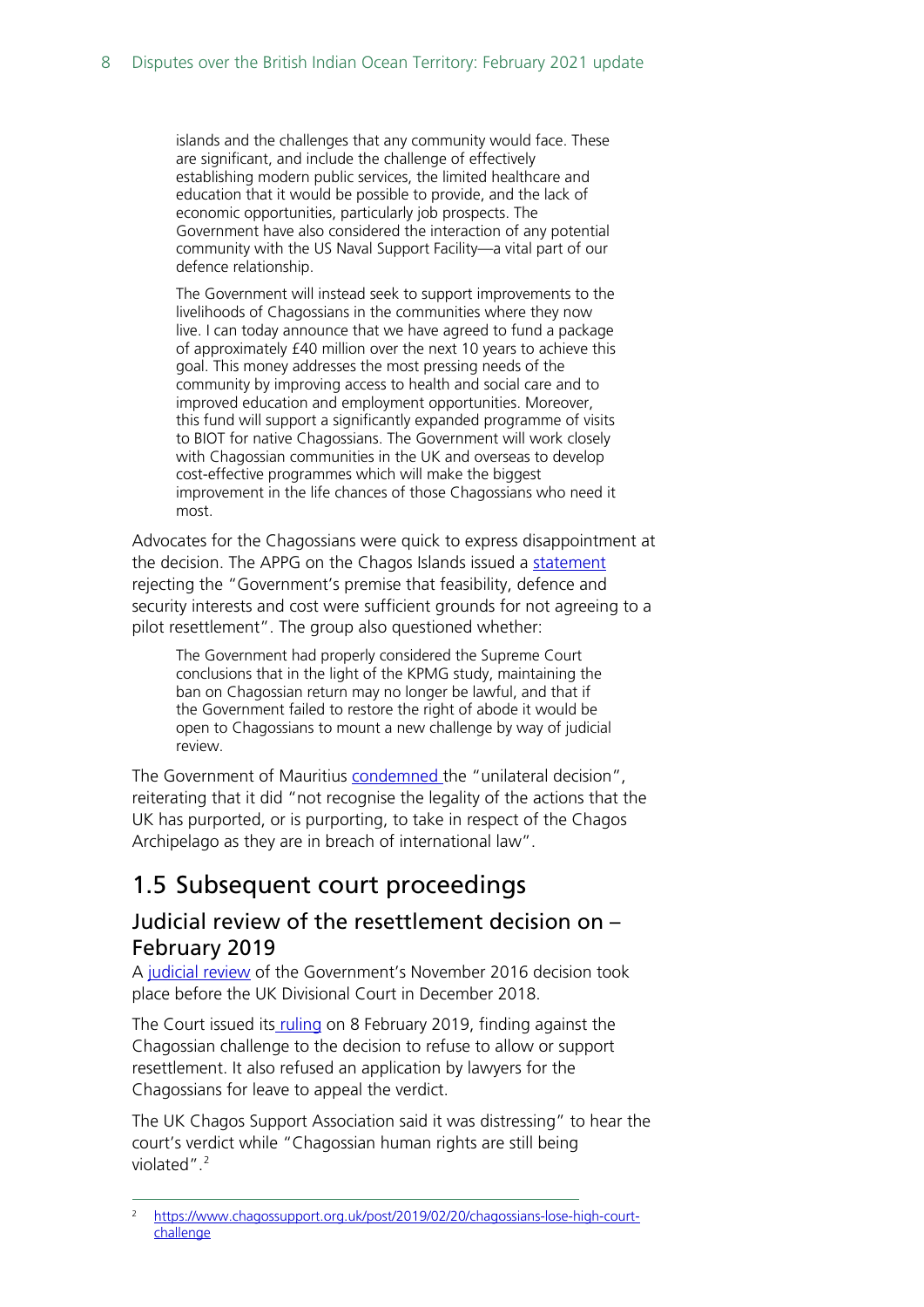> islands and the challenges that any community would face. These are significant, and include the challenge of effectively establishing modern public services, the limited healthcare and education that it would be possible to provide, and the lack of economic opportunities, particularly job prospects. The Government have also considered the interaction of any potential community with the US Naval Support Facility—a vital part of our defence relationship.
>
> The Government will instead seek to support improvements to the livelihoods of Chagossians in the communities where they now live. I can today announce that we have agreed to fund a package of approximately £40 million over the next 10 years to achieve this goal. This money addresses the most pressing needs of the community by improving access to health and social care and to improved education and employment opportunities. Moreover, this fund will support a significantly expanded programme of visits to BIOT for native Chagossians. The Government will work closely with Chagossian communities in the UK and overseas to develop cost-effective programmes which will make the biggest improvement in the life chances of those Chagossians who need it most.

Advocates for the Chagossians were quick to express disappointment at the decision. The APPG on the Chagos Islands issued a statement rejecting the "Government's premise that feasibility, defence and security interests and cost were sufficient grounds for not agreeing to a pilot resettlement". The group also questioned whether:

> The Government had properly considered the Supreme Court conclusions that in the light of the KPMG study, maintaining the ban on Chagossian return may no longer be lawful, and that if the Government failed to restore the right of abode it would be open to Chagossians to mount a new challenge by way of judicial review.

The Government of Mauritius condemned the "unilateral decision", reiterating that it did "not recognise the legality of the actions that the UK has purported, or is purporting, to take in respect of the Chagos Archipelago as they are in breach of international law".

## 1.5 Subsequent court proceedings

### Judicial review of the resettlement decision on – February 2019

A judicial review of the Government's November 2016 decision took place before the UK Divisional Court in December 2018.

The Court issued its ruling on 8 February 2019, finding against the Chagossian challenge to the decision to refuse to allow or support resettlement. It also refused an application by lawyers for the Chagossians for leave to appeal the verdict.

The UK Chagos Support Association said it was distressing" to hear the court's verdict while "Chagossian human rights are still being violated".[2]

[2] https://www.chagossupport.org.uk/post/2019/02/20/chagossians-lose-high-court-challenge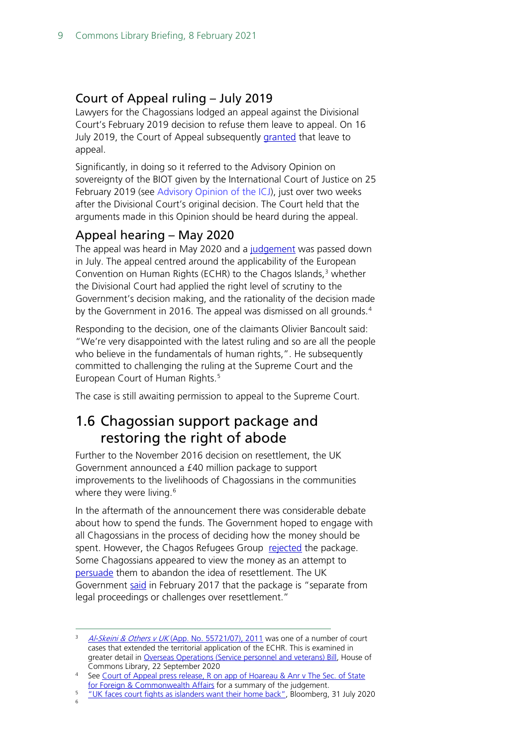### Court of Appeal ruling – July 2019

Lawyers for the Chagossians lodged an appeal against the Divisional Court's February 2019 decision to refuse them leave to appeal. On 16 July 2019, the Court of Appeal subsequently granted that leave to appeal.

Significantly, in doing so it referred to the Advisory Opinion on sovereignty of the BIOT given by the International Court of Justice on 25 February 2019 (see Advisory Opinion of the ICJ), just over two weeks after the Divisional Court's original decision. The Court held that the arguments made in this Opinion should be heard during the appeal.

### Appeal hearing – May 2020

The appeal was heard in May 2020 and a judgement was passed down in July. The appeal centred around the applicability of the European Convention on Human Rights (ECHR) to the Chagos Islands,[3] whether the Divisional Court had applied the right level of scrutiny to the Government's decision making, and the rationality of the decision made by the Government in 2016. The appeal was dismissed on all grounds.[4]

Responding to the decision, one of the claimants Olivier Bancoult said: "We're very disappointed with the latest ruling and so are all the people who believe in the fundamentals of human rights,". He subsequently committed to challenging the ruling at the Supreme Court and the European Court of Human Rights.[5]

The case is still awaiting permission to appeal to the Supreme Court.

## 1.6 Chagossian support package and restoring the right of abode

Further to the November 2016 decision on resettlement, the UK Government announced a £40 million package to support improvements to the livelihoods of Chagossians in the communities where they were living.[6]

In the aftermath of the announcement there was considerable debate about how to spend the funds. The Government hoped to engage with all Chagossians in the process of deciding how the money should be spent. However, the Chagos Refugees Group rejected the package. Some Chagossians appeared to view the money as an attempt to persuade them to abandon the idea of resettlement. The UK Government said in February 2017 that the package is "separate from legal proceedings or challenges over resettlement."

---

[3] *Al-Skeini & Others v UK* (App. No. 55721/07), 2011 was one of a number of court cases that extended the territorial application of the ECHR. This is examined in greater detail in Overseas Operations (Service personnel and veterans) Bill, House of Commons Library, 22 September 2020

[4] See Court of Appeal press release, R on app of Hoareau & Anr v The Sec. of State for Foreign & Commonwealth Affairs for a summary of the judgement.

[5] "UK faces court fights as islanders want their home back", Bloomberg, 31 July 2020

[6]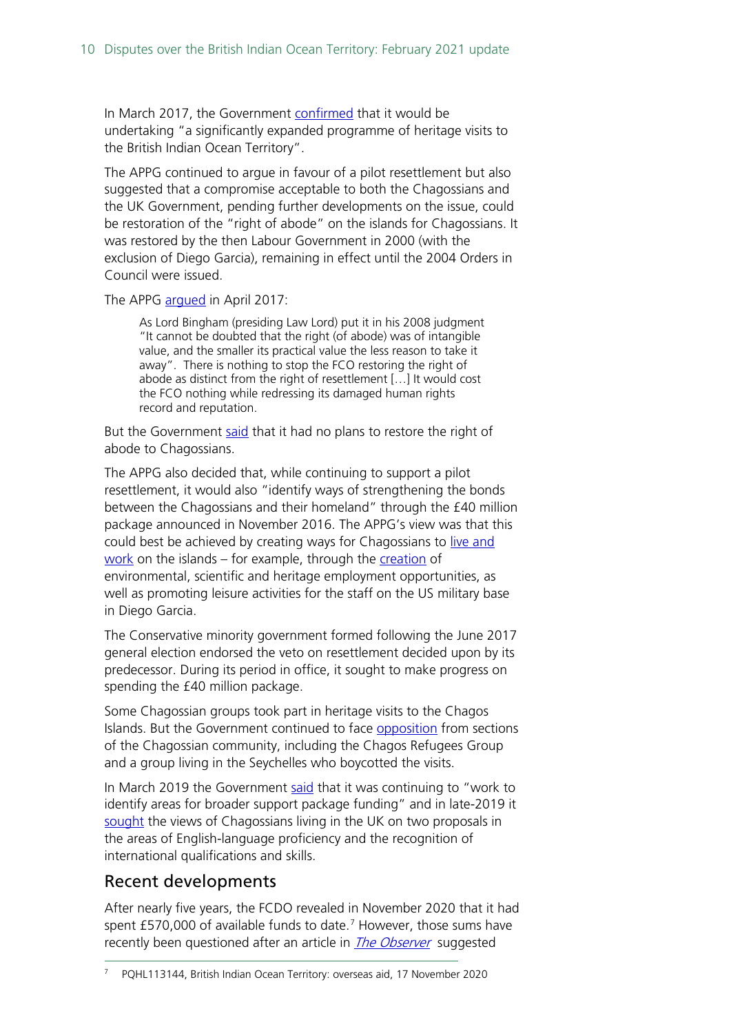In March 2017, the Government confirmed that it would be undertaking "a significantly expanded programme of heritage visits to the British Indian Ocean Territory".

The APPG continued to argue in favour of a pilot resettlement but also suggested that a compromise acceptable to both the Chagossians and the UK Government, pending further developments on the issue, could be restoration of the "right of abode" on the islands for Chagossians. It was restored by the then Labour Government in 2000 (with the exclusion of Diego Garcia), remaining in effect until the 2004 Orders in Council were issued.

The APPG argued in April 2017:

> As Lord Bingham (presiding Law Lord) put it in his 2008 judgment "It cannot be doubted that the right (of abode) was of intangible value, and the smaller its practical value the less reason to take it away". There is nothing to stop the FCO restoring the right of abode as distinct from the right of resettlement […] It would cost the FCO nothing while redressing its damaged human rights record and reputation.

But the Government said that it had no plans to restore the right of abode to Chagossians.

The APPG also decided that, while continuing to support a pilot resettlement, it would also "identify ways of strengthening the bonds between the Chagossians and their homeland" through the £40 million package announced in November 2016. The APPG's view was that this could best be achieved by creating ways for Chagossians to live and work on the islands – for example, through the creation of environmental, scientific and heritage employment opportunities, as well as promoting leisure activities for the staff on the US military base in Diego Garcia.

The Conservative minority government formed following the June 2017 general election endorsed the veto on resettlement decided upon by its predecessor. During its period in office, it sought to make progress on spending the £40 million package.

Some Chagossian groups took part in heritage visits to the Chagos Islands. But the Government continued to face opposition from sections of the Chagossian community, including the Chagos Refugees Group and a group living in the Seychelles who boycotted the visits.

In March 2019 the Government said that it was continuing to "work to identify areas for broader support package funding" and in late-2019 it sought the views of Chagossians living in the UK on two proposals in the areas of English-language proficiency and the recognition of international qualifications and skills.

## Recent developments

After nearly five years, the FCDO revealed in November 2020 that it had spent £570,000 of available funds to date.[7] However, those sums have recently been questioned after an article in *The Observer* suggested

[7] PQHL113144, British Indian Ocean Territory: overseas aid, 17 November 2020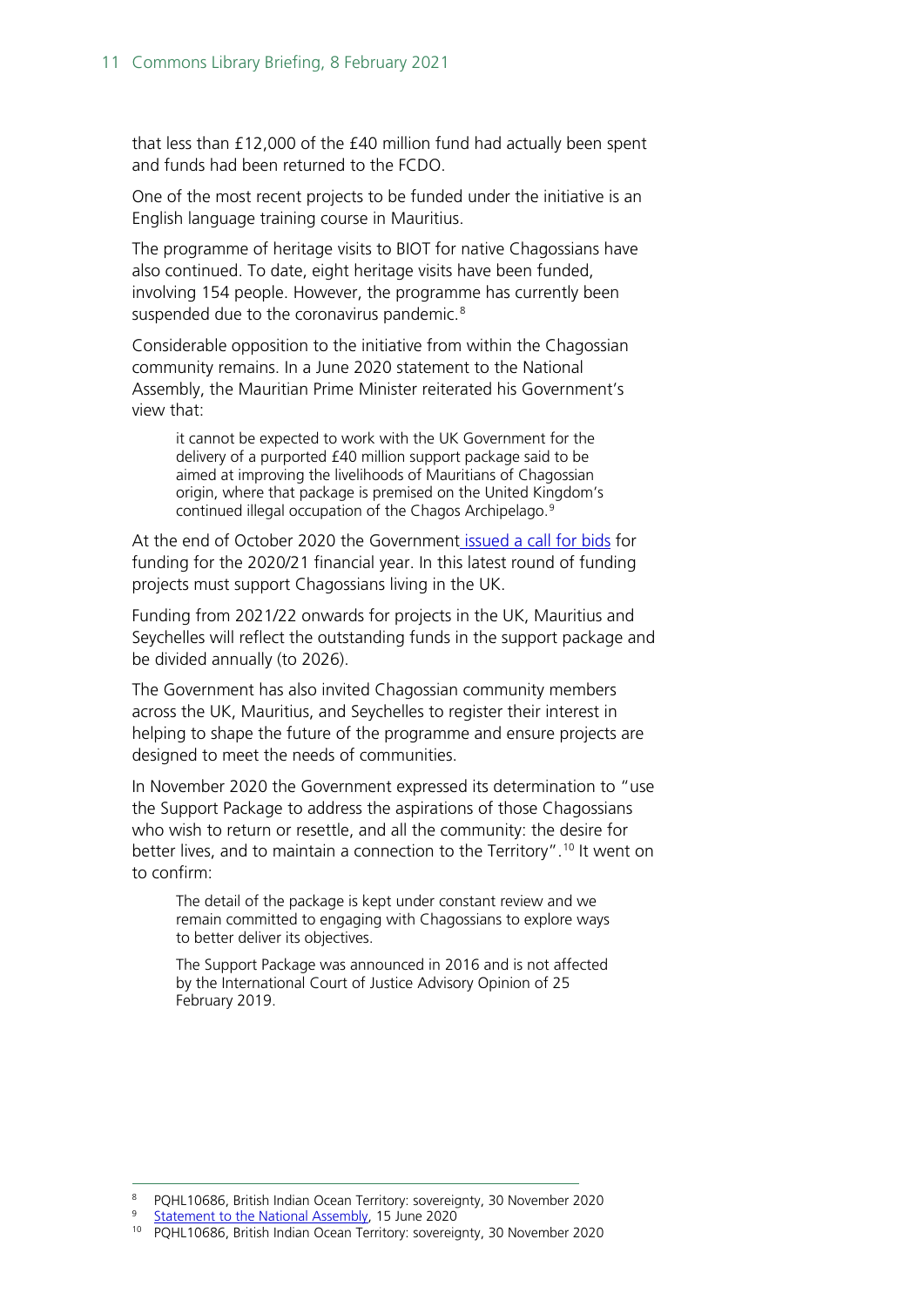that less than £12,000 of the £40 million fund had actually been spent and funds had been returned to the FCDO.

One of the most recent projects to be funded under the initiative is an English language training course in Mauritius.

The programme of heritage visits to BIOT for native Chagossians have also continued. To date, eight heritage visits have been funded, involving 154 people. However, the programme has currently been suspended due to the coronavirus pandemic.[8]

Considerable opposition to the initiative from within the Chagossian community remains. In a June 2020 statement to the National Assembly, the Mauritian Prime Minister reiterated his Government's view that:

> it cannot be expected to work with the UK Government for the delivery of a purported £40 million support package said to be aimed at improving the livelihoods of Mauritians of Chagossian origin, where that package is premised on the United Kingdom's continued illegal occupation of the Chagos Archipelago.[9]

At the end of October 2020 the Government issued a call for bids for funding for the 2020/21 financial year. In this latest round of funding projects must support Chagossians living in the UK.

Funding from 2021/22 onwards for projects in the UK, Mauritius and Seychelles will reflect the outstanding funds in the support package and be divided annually (to 2026).

The Government has also invited Chagossian community members across the UK, Mauritius, and Seychelles to register their interest in helping to shape the future of the programme and ensure projects are designed to meet the needs of communities.

In November 2020 the Government expressed its determination to "use the Support Package to address the aspirations of those Chagossians who wish to return or resettle, and all the community: the desire for better lives, and to maintain a connection to the Territory".[10] It went on to confirm:

> The detail of the package is kept under constant review and we remain committed to engaging with Chagossians to explore ways to better deliver its objectives.
>
> The Support Package was announced in 2016 and is not affected by the International Court of Justice Advisory Opinion of 25 February 2019.

---

[8] PQHL10686, British Indian Ocean Territory: sovereignty, 30 November 2020

[9] Statement to the National Assembly, 15 June 2020

[10] PQHL10686, British Indian Ocean Territory: sovereignty, 30 November 2020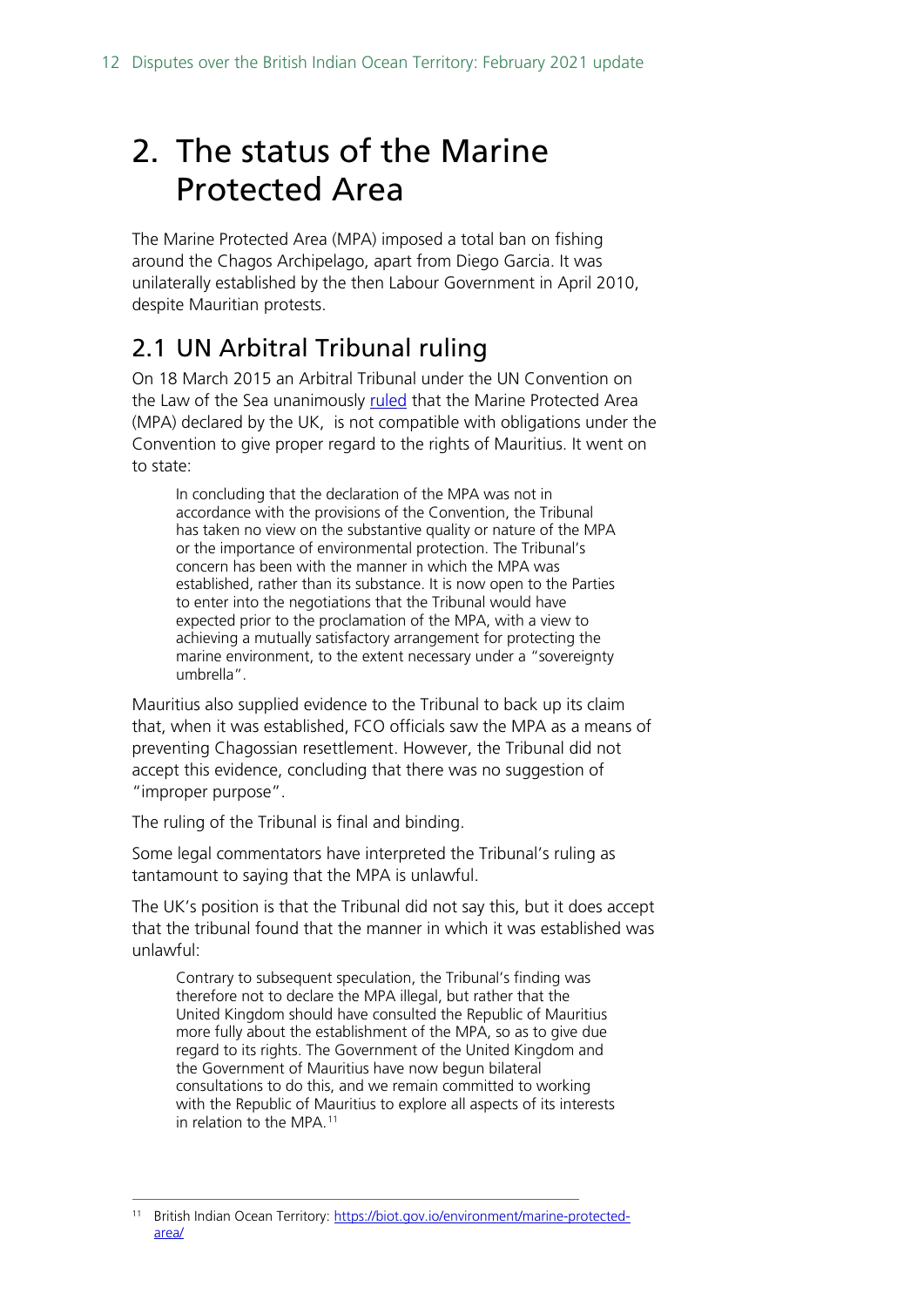# 2. The status of the Marine Protected Area

The Marine Protected Area (MPA) imposed a total ban on fishing around the Chagos Archipelago, apart from Diego Garcia. It was unilaterally established by the then Labour Government in April 2010, despite Mauritian protests.

## 2.1 UN Arbitral Tribunal ruling

On 18 March 2015 an Arbitral Tribunal under the UN Convention on the Law of the Sea unanimously ruled that the Marine Protected Area (MPA) declared by the UK, is not compatible with obligations under the Convention to give proper regard to the rights of Mauritius. It went on to state:

> In concluding that the declaration of the MPA was not in accordance with the provisions of the Convention, the Tribunal has taken no view on the substantive quality or nature of the MPA or the importance of environmental protection. The Tribunal's concern has been with the manner in which the MPA was established, rather than its substance. It is now open to the Parties to enter into the negotiations that the Tribunal would have expected prior to the proclamation of the MPA, with a view to achieving a mutually satisfactory arrangement for protecting the marine environment, to the extent necessary under a "sovereignty umbrella".

Mauritius also supplied evidence to the Tribunal to back up its claim that, when it was established, FCO officials saw the MPA as a means of preventing Chagossian resettlement. However, the Tribunal did not accept this evidence, concluding that there was no suggestion of "improper purpose".

The ruling of the Tribunal is final and binding.

Some legal commentators have interpreted the Tribunal's ruling as tantamount to saying that the MPA is unlawful.

The UK's position is that the Tribunal did not say this, but it does accept that the tribunal found that the manner in which it was established was unlawful:

> Contrary to subsequent speculation, the Tribunal's finding was therefore not to declare the MPA illegal, but rather that the United Kingdom should have consulted the Republic of Mauritius more fully about the establishment of the MPA, so as to give due regard to its rights. The Government of the United Kingdom and the Government of Mauritius have now begun bilateral consultations to do this, and we remain committed to working with the Republic of Mauritius to explore all aspects of its interests in relation to the MPA.[11]

[11] British Indian Ocean Territory: https://biot.gov.io/environment/marine-protected-area/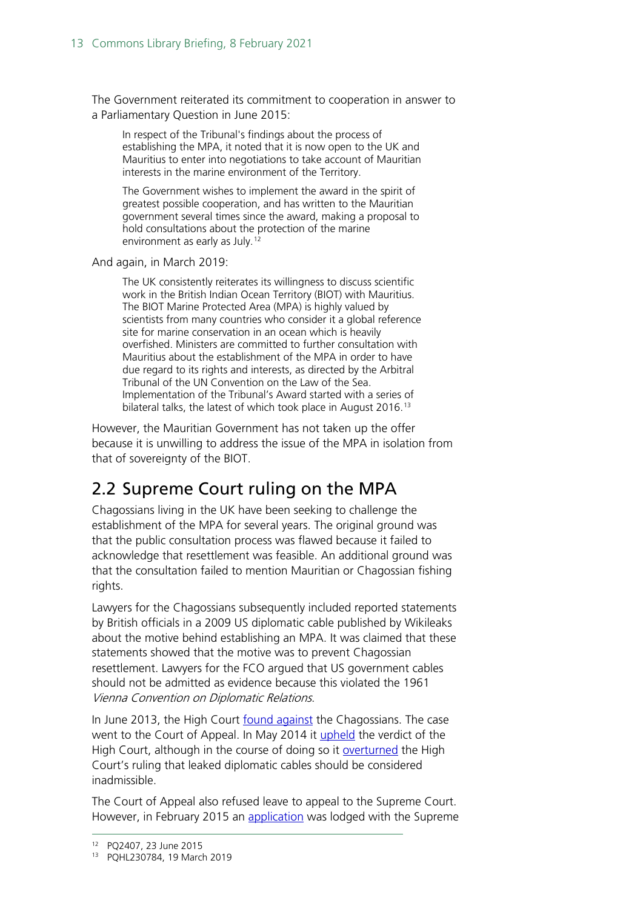The Government reiterated its commitment to cooperation in answer to a Parliamentary Question in June 2015:

> In respect of the Tribunal's findings about the process of establishing the MPA, it noted that it is now open to the UK and Mauritius to enter into negotiations to take account of Mauritian interests in the marine environment of the Territory.
>
> The Government wishes to implement the award in the spirit of greatest possible cooperation, and has written to the Mauritian government several times since the award, making a proposal to hold consultations about the protection of the marine environment as early as July.[12]

And again, in March 2019:

> The UK consistently reiterates its willingness to discuss scientific work in the British Indian Ocean Territory (BIOT) with Mauritius. The BIOT Marine Protected Area (MPA) is highly valued by scientists from many countries who consider it a global reference site for marine conservation in an ocean which is heavily overfished. Ministers are committed to further consultation with Mauritius about the establishment of the MPA in order to have due regard to its rights and interests, as directed by the Arbitral Tribunal of the UN Convention on the Law of the Sea. Implementation of the Tribunal's Award started with a series of bilateral talks, the latest of which took place in August 2016.[13]

However, the Mauritian Government has not taken up the offer because it is unwilling to address the issue of the MPA in isolation from that of sovereignty of the BIOT.

## 2.2 Supreme Court ruling on the MPA

Chagossians living in the UK have been seeking to challenge the establishment of the MPA for several years. The original ground was that the public consultation process was flawed because it failed to acknowledge that resettlement was feasible. An additional ground was that the consultation failed to mention Mauritian or Chagossian fishing rights.

Lawyers for the Chagossians subsequently included reported statements by British officials in a 2009 US diplomatic cable published by Wikileaks about the motive behind establishing an MPA. It was claimed that these statements showed that the motive was to prevent Chagossian resettlement. Lawyers for the FCO argued that US government cables should not be admitted as evidence because this violated the 1961 *Vienna Convention on Diplomatic Relations*.

In June 2013, the High Court found against the Chagossians. The case went to the Court of Appeal. In May 2014 it upheld the verdict of the High Court, although in the course of doing so it overturned the High Court's ruling that leaked diplomatic cables should be considered inadmissible.

The Court of Appeal also refused leave to appeal to the Supreme Court. However, in February 2015 an application was lodged with the Supreme

[12] PQ2407, 23 June 2015

[13] PQHL230784, 19 March 2019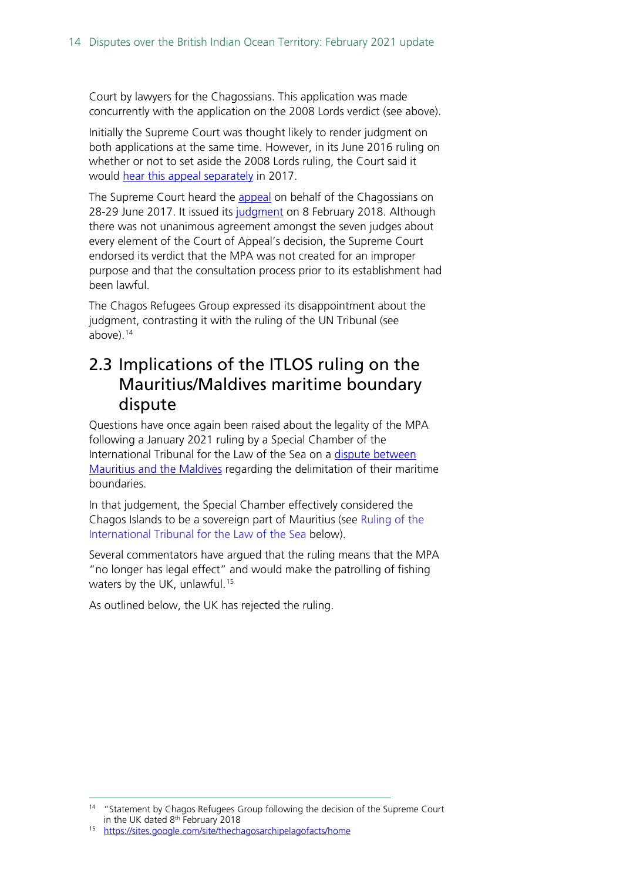Court by lawyers for the Chagossians. This application was made concurrently with the application on the 2008 Lords verdict (see above).

Initially the Supreme Court was thought likely to render judgment on both applications at the same time. However, in its June 2016 ruling on whether or not to set aside the 2008 Lords ruling, the Court said it would hear this appeal separately in 2017.

The Supreme Court heard the appeal on behalf of the Chagossians on 28-29 June 2017. It issued its judgment on 8 February 2018. Although there was not unanimous agreement amongst the seven judges about every element of the Court of Appeal's decision, the Supreme Court endorsed its verdict that the MPA was not created for an improper purpose and that the consultation process prior to its establishment had been lawful.

The Chagos Refugees Group expressed its disappointment about the judgment, contrasting it with the ruling of the UN Tribunal (see above).[14]

## 2.3 Implications of the ITLOS ruling on the Mauritius/Maldives maritime boundary dispute

Questions have once again been raised about the legality of the MPA following a January 2021 ruling by a Special Chamber of the International Tribunal for the Law of the Sea on a dispute between Mauritius and the Maldives regarding the delimitation of their maritime boundaries.

In that judgement, the Special Chamber effectively considered the Chagos Islands to be a sovereign part of Mauritius (see Ruling of the International Tribunal for the Law of the Sea below).

Several commentators have argued that the ruling means that the MPA "no longer has legal effect" and would make the patrolling of fishing waters by the UK, unlawful.[15]

As outlined below, the UK has rejected the ruling.

---

[14] "Statement by Chagos Refugees Group following the decision of the Supreme Court in the UK dated 8th February 2018

[15] https://sites.google.com/site/thechagosarchipelagofacts/home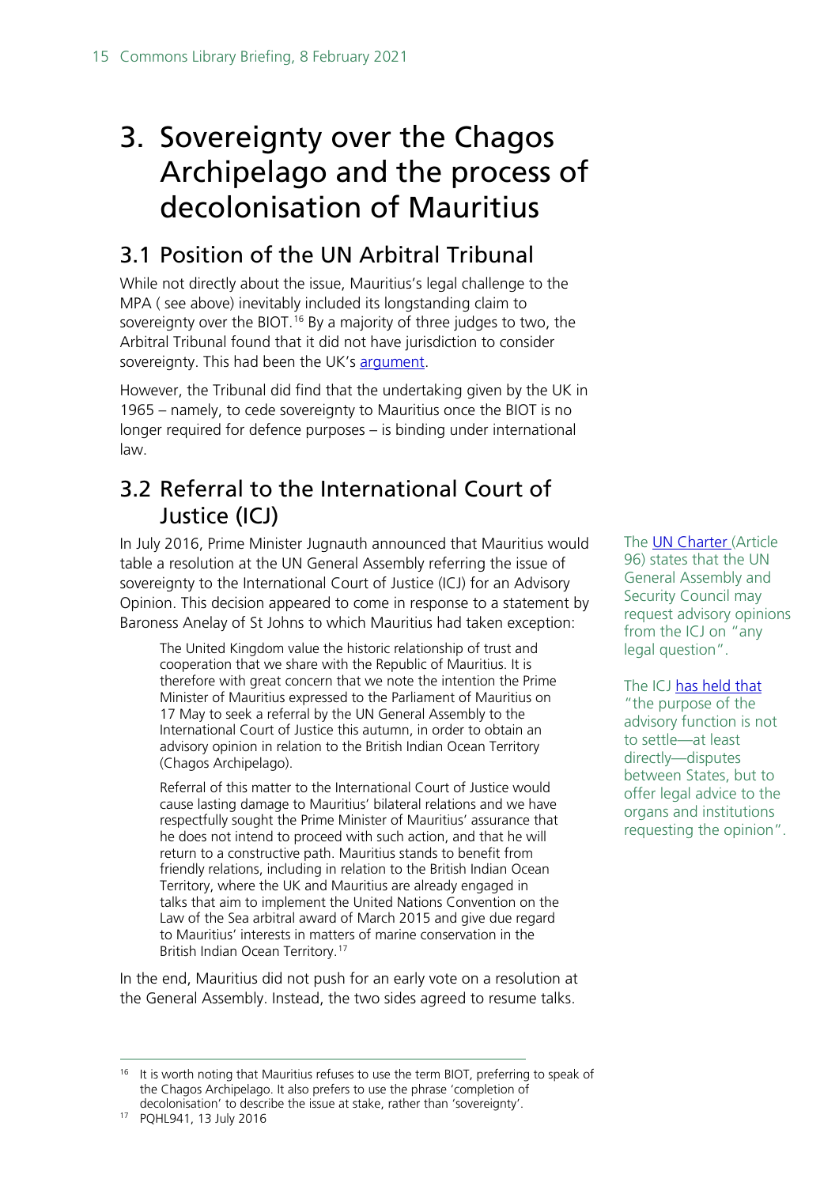# 3. Sovereignty over the Chagos Archipelago and the process of decolonisation of Mauritius

## 3.1 Position of the UN Arbitral Tribunal

While not directly about the issue, Mauritius's legal challenge to the MPA ( see above) inevitably included its longstanding claim to sovereignty over the BIOT.[16] By a majority of three judges to two, the Arbitral Tribunal found that it did not have jurisdiction to consider sovereignty. This had been the UK's argument.

However, the Tribunal did find that the undertaking given by the UK in 1965 – namely, to cede sovereignty to Mauritius once the BIOT is no longer required for defence purposes – is binding under international law.

## 3.2 Referral to the International Court of Justice (ICJ)

In July 2016, Prime Minister Jugnauth announced that Mauritius would table a resolution at the UN General Assembly referring the issue of sovereignty to the International Court of Justice (ICJ) for an Advisory Opinion. This decision appeared to come in response to a statement by Baroness Anelay of St Johns to which Mauritius had taken exception:

> The United Kingdom value the historic relationship of trust and cooperation that we share with the Republic of Mauritius. It is therefore with great concern that we note the intention the Prime Minister of Mauritius expressed to the Parliament of Mauritius on 17 May to seek a referral by the UN General Assembly to the International Court of Justice this autumn, in order to obtain an advisory opinion in relation to the British Indian Ocean Territory (Chagos Archipelago).
>
> Referral of this matter to the International Court of Justice would cause lasting damage to Mauritius' bilateral relations and we have respectfully sought the Prime Minister of Mauritius' assurance that he does not intend to proceed with such action, and that he will return to a constructive path. Mauritius stands to benefit from friendly relations, including in relation to the British Indian Ocean Territory, where the UK and Mauritius are already engaged in talks that aim to implement the United Nations Convention on the Law of the Sea arbitral award of March 2015 and give due regard to Mauritius' interests in matters of marine conservation in the British Indian Ocean Territory.[17]

In the end, Mauritius did not push for an early vote on a resolution at the General Assembly. Instead, the two sides agreed to resume talks.

The UN Charter (Article 96) states that the UN General Assembly and Security Council may request advisory opinions from the ICJ on "any legal question".

The ICJ has held that "the purpose of the advisory function is not to settle—at least directly—disputes between States, but to offer legal advice to the organs and institutions requesting the opinion".

---

[16] It is worth noting that Mauritius refuses to use the term BIOT, preferring to speak of the Chagos Archipelago. It also prefers to use the phrase 'completion of decolonisation' to describe the issue at stake, rather than 'sovereignty'.

[17] PQHL941, 13 July 2016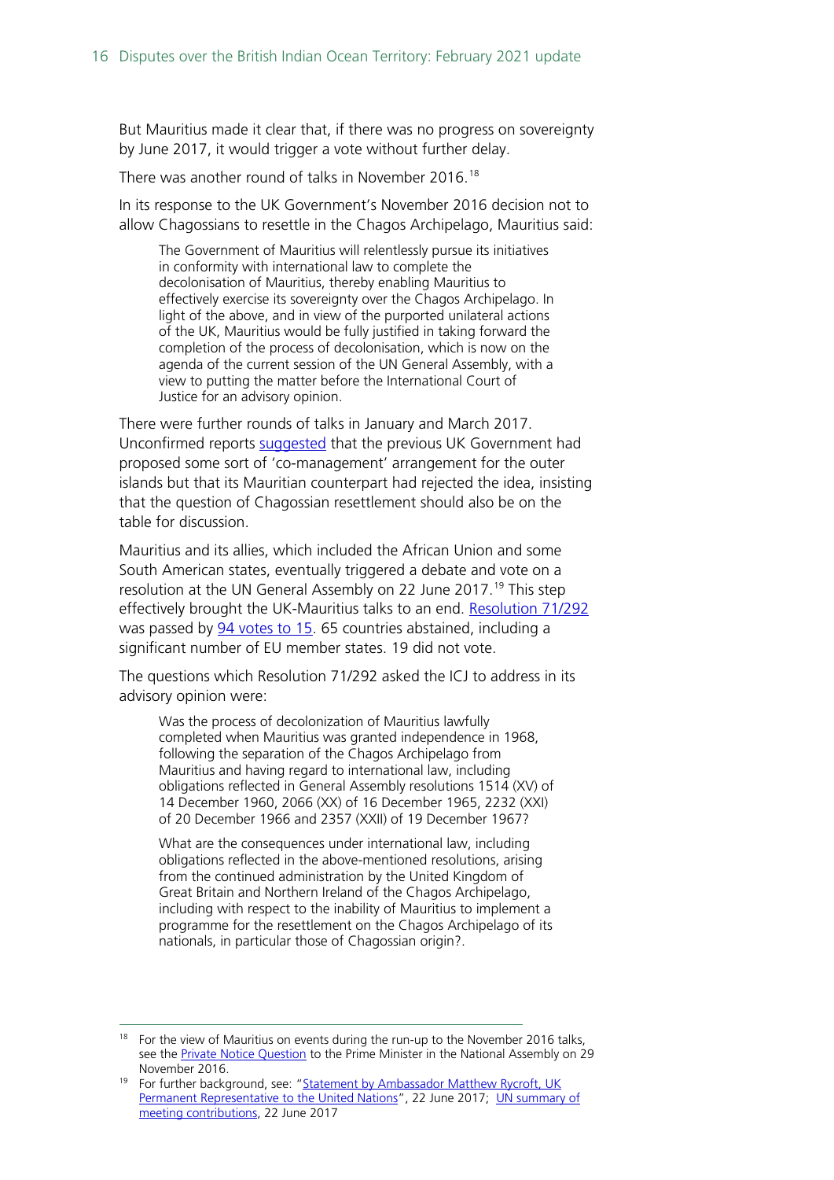But Mauritius made it clear that, if there was no progress on sovereignty by June 2017, it would trigger a vote without further delay.

There was another round of talks in November 2016.[18]

In its response to the UK Government's November 2016 decision not to allow Chagossians to resettle in the Chagos Archipelago, Mauritius said:

> The Government of Mauritius will relentlessly pursue its initiatives in conformity with international law to complete the decolonisation of Mauritius, thereby enabling Mauritius to effectively exercise its sovereignty over the Chagos Archipelago. In light of the above, and in view of the purported unilateral actions of the UK, Mauritius would be fully justified in taking forward the completion of the process of decolonisation, which is now on the agenda of the current session of the UN General Assembly, with a view to putting the matter before the International Court of Justice for an advisory opinion.

There were further rounds of talks in January and March 2017. Unconfirmed reports suggested that the previous UK Government had proposed some sort of 'co-management' arrangement for the outer islands but that its Mauritian counterpart had rejected the idea, insisting that the question of Chagossian resettlement should also be on the table for discussion.

Mauritius and its allies, which included the African Union and some South American states, eventually triggered a debate and vote on a resolution at the UN General Assembly on 22 June 2017.[19] This step effectively brought the UK-Mauritius talks to an end. Resolution 71/292 was passed by 94 votes to 15. 65 countries abstained, including a significant number of EU member states. 19 did not vote.

The questions which Resolution 71/292 asked the ICJ to address in its advisory opinion were:

> Was the process of decolonization of Mauritius lawfully completed when Mauritius was granted independence in 1968, following the separation of the Chagos Archipelago from Mauritius and having regard to international law, including obligations reflected in General Assembly resolutions 1514 (XV) of 14 December 1960, 2066 (XX) of 16 December 1965, 2232 (XXI) of 20 December 1966 and 2357 (XXII) of 19 December 1967?
>
> What are the consequences under international law, including obligations reflected in the above-mentioned resolutions, arising from the continued administration by the United Kingdom of Great Britain and Northern Ireland of the Chagos Archipelago, including with respect to the inability of Mauritius to implement a programme for the resettlement on the Chagos Archipelago of its nationals, in particular those of Chagossian origin?.

---

[18] For the view of Mauritius on events during the run-up to the November 2016 talks, see the Private Notice Question to the Prime Minister in the National Assembly on 29 November 2016.

[19] For further background, see: "Statement by Ambassador Matthew Rycroft, UK Permanent Representative to the United Nations", 22 June 2017; UN summary of meeting contributions, 22 June 2017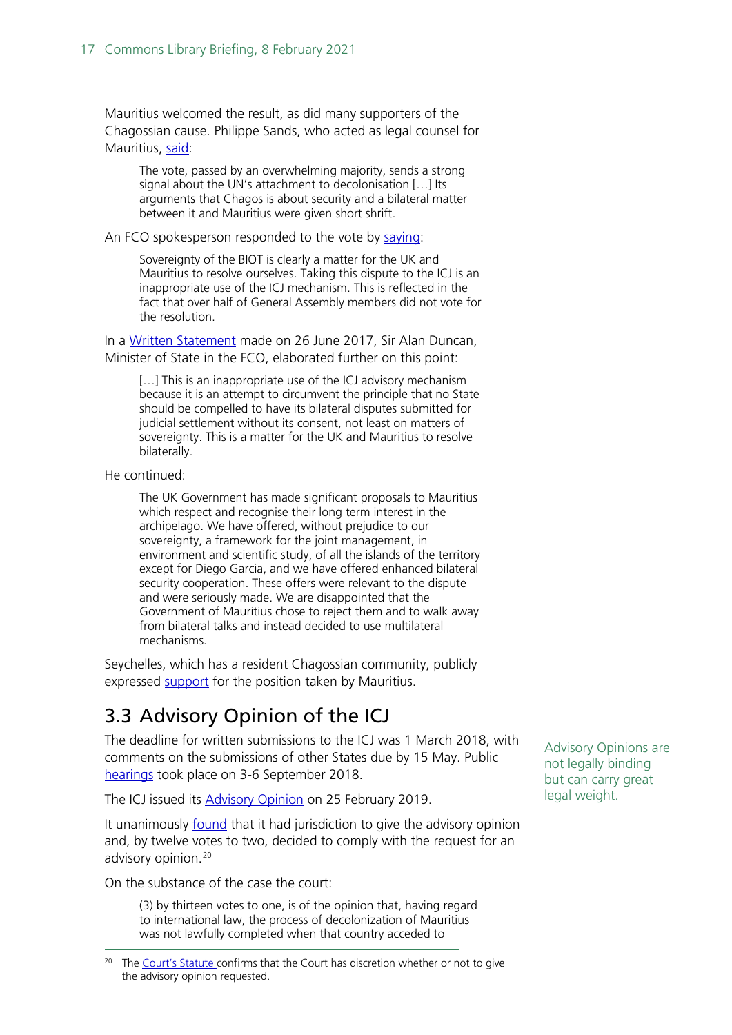Mauritius welcomed the result, as did many supporters of the Chagossian cause. Philippe Sands, who acted as legal counsel for Mauritius, said:

> The vote, passed by an overwhelming majority, sends a strong signal about the UN's attachment to decolonisation […] Its arguments that Chagos is about security and a bilateral matter between it and Mauritius were given short shrift.

An FCO spokesperson responded to the vote by saying:

> Sovereignty of the BIOT is clearly a matter for the UK and Mauritius to resolve ourselves. Taking this dispute to the ICJ is an inappropriate use of the ICJ mechanism. This is reflected in the fact that over half of General Assembly members did not vote for the resolution.

In a Written Statement made on 26 June 2017, Sir Alan Duncan, Minister of State in the FCO, elaborated further on this point:

> […] This is an inappropriate use of the ICJ advisory mechanism because it is an attempt to circumvent the principle that no State should be compelled to have its bilateral disputes submitted for judicial settlement without its consent, not least on matters of sovereignty. This is a matter for the UK and Mauritius to resolve bilaterally.

He continued:

> The UK Government has made significant proposals to Mauritius which respect and recognise their long term interest in the archipelago. We have offered, without prejudice to our sovereignty, a framework for the joint management, in environment and scientific study, of all the islands of the territory except for Diego Garcia, and we have offered enhanced bilateral security cooperation. These offers were relevant to the dispute and were seriously made. We are disappointed that the Government of Mauritius chose to reject them and to walk away from bilateral talks and instead decided to use multilateral mechanisms.

Seychelles, which has a resident Chagossian community, publicly expressed support for the position taken by Mauritius.

## 3.3 Advisory Opinion of the ICJ

Advisory Opinions are not legally binding but can carry great legal weight.

The deadline for written submissions to the ICJ was 1 March 2018, with comments on the submissions of other States due by 15 May. Public hearings took place on 3-6 September 2018.

The ICJ issued its Advisory Opinion on 25 February 2019.

It unanimously found that it had jurisdiction to give the advisory opinion and, by twelve votes to two, decided to comply with the request for an advisory opinion.[20]

On the substance of the case the court:

> (3) by thirteen votes to one, is of the opinion that, having regard to international law, the process of decolonization of Mauritius was not lawfully completed when that country acceded to

[20] The Court's Statute confirms that the Court has discretion whether or not to give the advisory opinion requested.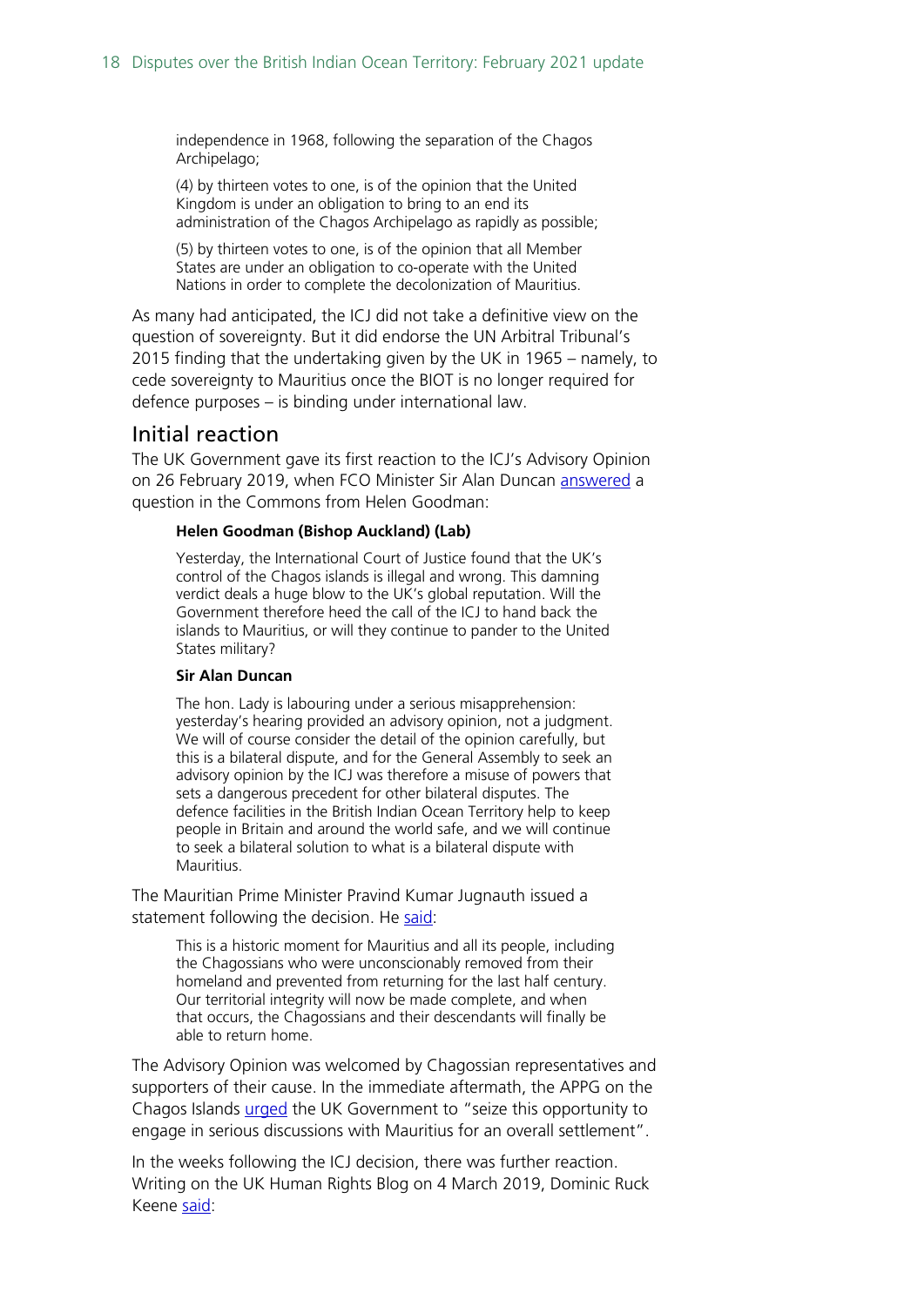> independence in 1968, following the separation of the Chagos Archipelago;
>
> (4) by thirteen votes to one, is of the opinion that the United Kingdom is under an obligation to bring to an end its administration of the Chagos Archipelago as rapidly as possible;
>
> (5) by thirteen votes to one, is of the opinion that all Member States are under an obligation to co-operate with the United Nations in order to complete the decolonization of Mauritius.

As many had anticipated, the ICJ did not take a definitive view on the question of sovereignty. But it did endorse the UN Arbitral Tribunal's 2015 finding that the undertaking given by the UK in 1965 – namely, to cede sovereignty to Mauritius once the BIOT is no longer required for defence purposes – is binding under international law.

## Initial reaction

The UK Government gave its first reaction to the ICJ's Advisory Opinion on 26 February 2019, when FCO Minister Sir Alan Duncan answered a question in the Commons from Helen Goodman:

> **Helen Goodman (Bishop Auckland) (Lab)**
>
> Yesterday, the International Court of Justice found that the UK's control of the Chagos islands is illegal and wrong. This damning verdict deals a huge blow to the UK's global reputation. Will the Government therefore heed the call of the ICJ to hand back the islands to Mauritius, or will they continue to pander to the United States military?
>
> **Sir Alan Duncan**
>
> The hon. Lady is labouring under a serious misapprehension: yesterday's hearing provided an advisory opinion, not a judgment. We will of course consider the detail of the opinion carefully, but this is a bilateral dispute, and for the General Assembly to seek an advisory opinion by the ICJ was therefore a misuse of powers that sets a dangerous precedent for other bilateral disputes. The defence facilities in the British Indian Ocean Territory help to keep people in Britain and around the world safe, and we will continue to seek a bilateral solution to what is a bilateral dispute with Mauritius.

The Mauritian Prime Minister Pravind Kumar Jugnauth issued a statement following the decision. He said:

> This is a historic moment for Mauritius and all its people, including the Chagossians who were unconscionably removed from their homeland and prevented from returning for the last half century. Our territorial integrity will now be made complete, and when that occurs, the Chagossians and their descendants will finally be able to return home.

The Advisory Opinion was welcomed by Chagossian representatives and supporters of their cause. In the immediate aftermath, the APPG on the Chagos Islands urged the UK Government to "seize this opportunity to engage in serious discussions with Mauritius for an overall settlement".

In the weeks following the ICJ decision, there was further reaction. Writing on the UK Human Rights Blog on 4 March 2019, Dominic Ruck Keene said: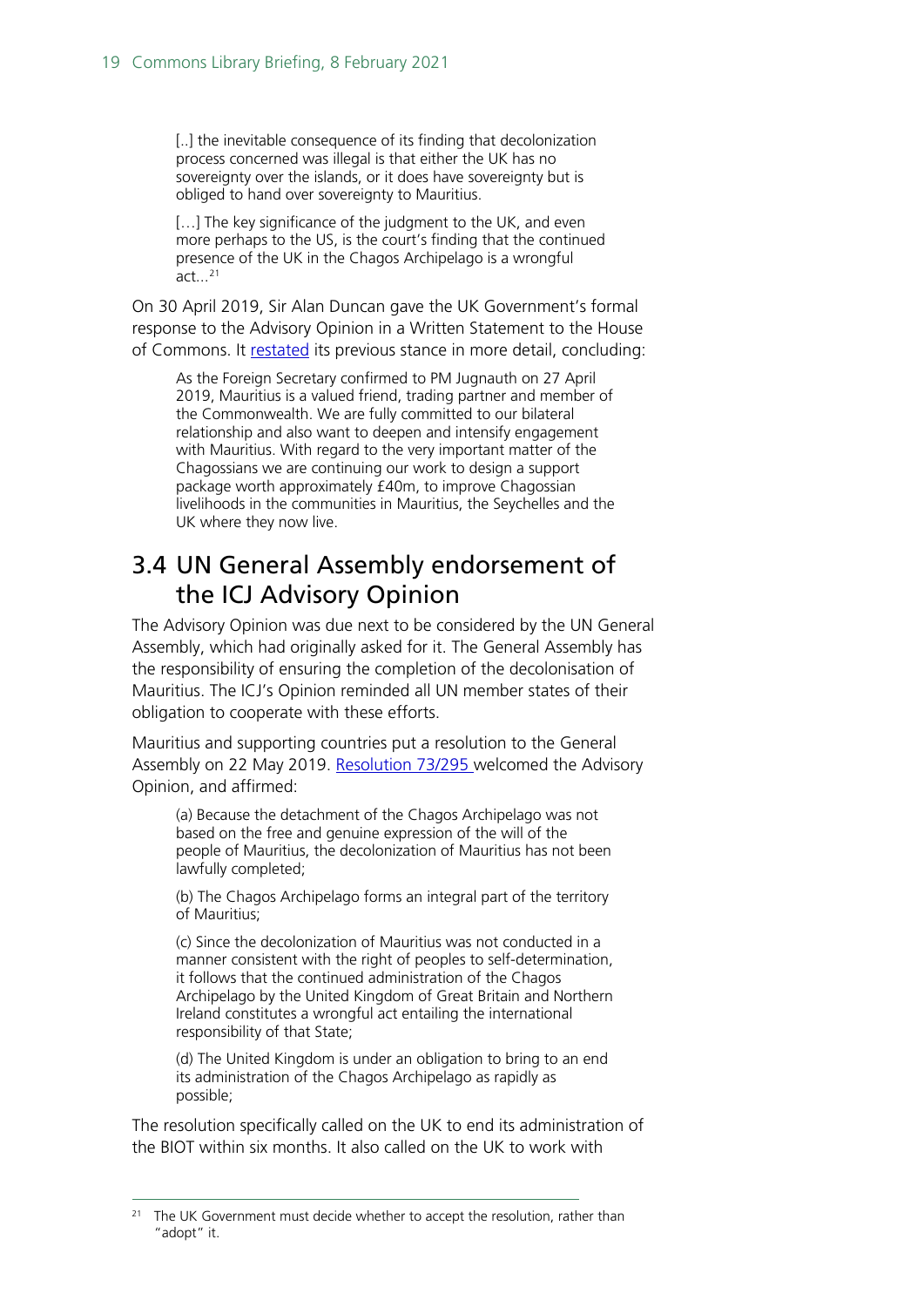> [..] the inevitable consequence of its finding that decolonization process concerned was illegal is that either the UK has no sovereignty over the islands, or it does have sovereignty but is obliged to hand over sovereignty to Mauritius.
>
> […] The key significance of the judgment to the UK, and even more perhaps to the US, is the court's finding that the continued presence of the UK in the Chagos Archipelago is a wrongful act...[21]

On 30 April 2019, Sir Alan Duncan gave the UK Government's formal response to the Advisory Opinion in a Written Statement to the House of Commons. It restated its previous stance in more detail, concluding:

> As the Foreign Secretary confirmed to PM Jugnauth on 27 April 2019, Mauritius is a valued friend, trading partner and member of the Commonwealth. We are fully committed to our bilateral relationship and also want to deepen and intensify engagement with Mauritius. With regard to the very important matter of the Chagossians we are continuing our work to design a support package worth approximately £40m, to improve Chagossian livelihoods in the communities in Mauritius, the Seychelles and the UK where they now live.

## 3.4 UN General Assembly endorsement of the ICJ Advisory Opinion

The Advisory Opinion was due next to be considered by the UN General Assembly, which had originally asked for it. The General Assembly has the responsibility of ensuring the completion of the decolonisation of Mauritius. The ICJ's Opinion reminded all UN member states of their obligation to cooperate with these efforts.

Mauritius and supporting countries put a resolution to the General Assembly on 22 May 2019. Resolution 73/295 welcomed the Advisory Opinion, and affirmed:

> (a) Because the detachment of the Chagos Archipelago was not based on the free and genuine expression of the will of the people of Mauritius, the decolonization of Mauritius has not been lawfully completed;
>
> (b) The Chagos Archipelago forms an integral part of the territory of Mauritius;
>
> (c) Since the decolonization of Mauritius was not conducted in a manner consistent with the right of peoples to self-determination, it follows that the continued administration of the Chagos Archipelago by the United Kingdom of Great Britain and Northern Ireland constitutes a wrongful act entailing the international responsibility of that State;
>
> (d) The United Kingdom is under an obligation to bring to an end its administration of the Chagos Archipelago as rapidly as possible;

The resolution specifically called on the UK to end its administration of the BIOT within six months. It also called on the UK to work with

[21] The UK Government must decide whether to accept the resolution, rather than "adopt" it.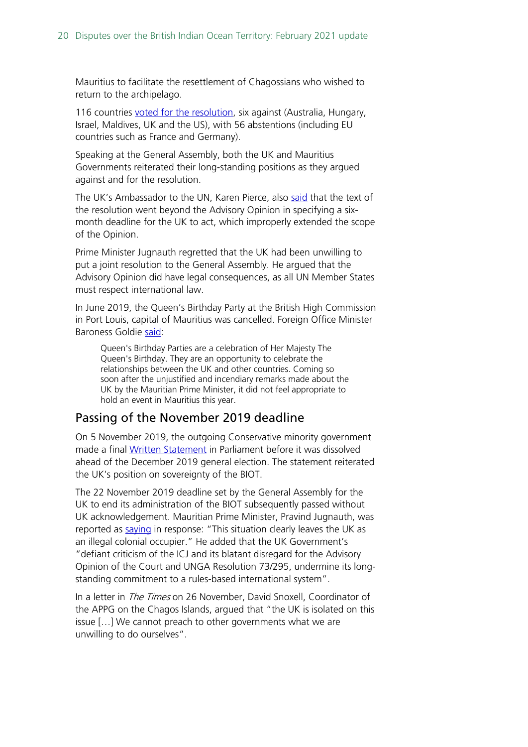Mauritius to facilitate the resettlement of Chagossians who wished to return to the archipelago.

116 countries voted for the resolution, six against (Australia, Hungary, Israel, Maldives, UK and the US), with 56 abstentions (including EU countries such as France and Germany).

Speaking at the General Assembly, both the UK and Mauritius Governments reiterated their long-standing positions as they argued against and for the resolution.

The UK's Ambassador to the UN, Karen Pierce, also said that the text of the resolution went beyond the Advisory Opinion in specifying a six-month deadline for the UK to act, which improperly extended the scope of the Opinion.

Prime Minister Jugnauth regretted that the UK had been unwilling to put a joint resolution to the General Assembly. He argued that the Advisory Opinion did have legal consequences, as all UN Member States must respect international law.

In June 2019, the Queen's Birthday Party at the British High Commission in Port Louis, capital of Mauritius was cancelled. Foreign Office Minister Baroness Goldie said:

> Queen's Birthday Parties are a celebration of Her Majesty The Queen's Birthday. They are an opportunity to celebrate the relationships between the UK and other countries. Coming so soon after the unjustified and incendiary remarks made about the UK by the Mauritian Prime Minister, it did not feel appropriate to hold an event in Mauritius this year.

## Passing of the November 2019 deadline

On 5 November 2019, the outgoing Conservative minority government made a final Written Statement in Parliament before it was dissolved ahead of the December 2019 general election. The statement reiterated the UK's position on sovereignty of the BIOT.

The 22 November 2019 deadline set by the General Assembly for the UK to end its administration of the BIOT subsequently passed without UK acknowledgement. Mauritian Prime Minister, Pravind Jugnauth, was reported as saying in response: "This situation clearly leaves the UK as an illegal colonial occupier." He added that the UK Government's "defiant criticism of the ICJ and its blatant disregard for the Advisory Opinion of the Court and UNGA Resolution 73/295, undermine its long-standing commitment to a rules-based international system".

In a letter in *The Times* on 26 November, David Snoxell, Coordinator of the APPG on the Chagos Islands, argued that "the UK is isolated on this issue […] We cannot preach to other governments what we are unwilling to do ourselves".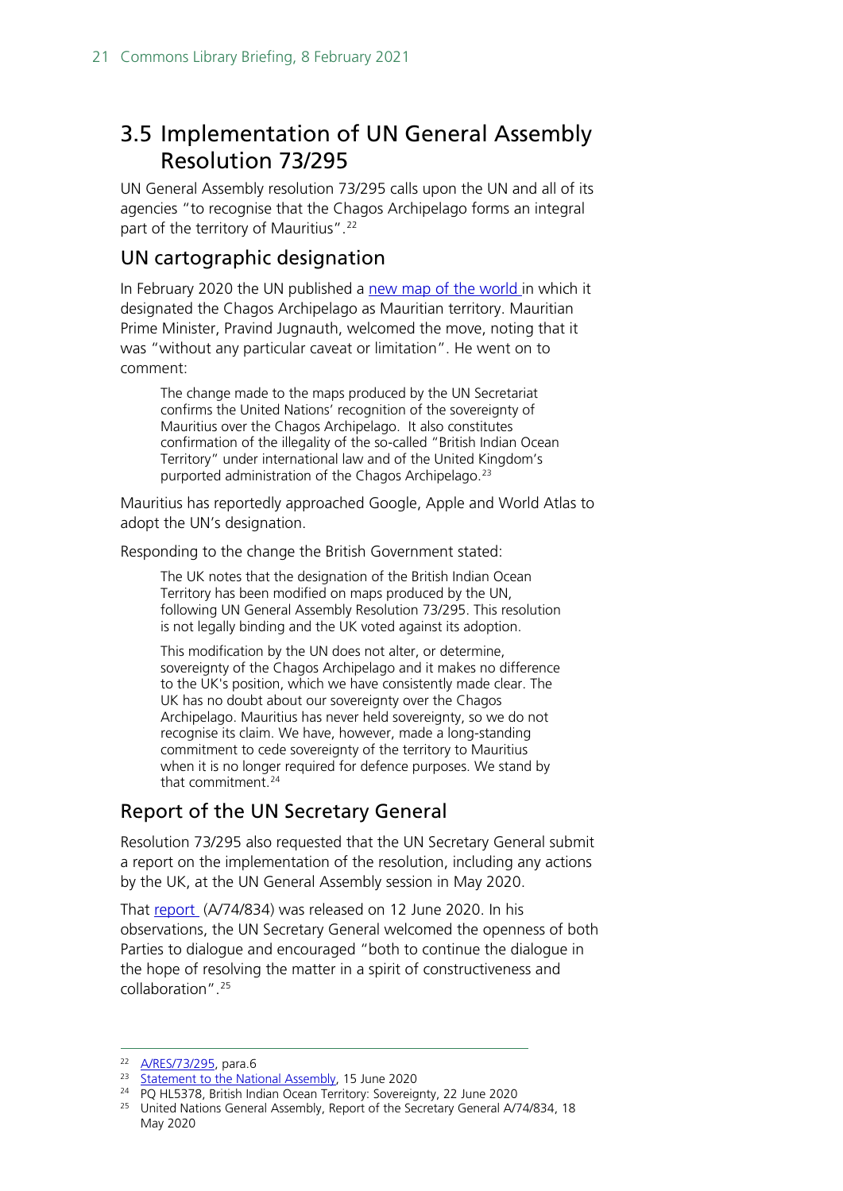## 3.5 Implementation of UN General Assembly Resolution 73/295

UN General Assembly resolution 73/295 calls upon the UN and all of its agencies "to recognise that the Chagos Archipelago forms an integral part of the territory of Mauritius".[22]

### UN cartographic designation

In February 2020 the UN published a new map of the world in which it designated the Chagos Archipelago as Mauritian territory. Mauritian Prime Minister, Pravind Jugnauth, welcomed the move, noting that it was "without any particular caveat or limitation". He went on to comment:

> The change made to the maps produced by the UN Secretariat confirms the United Nations' recognition of the sovereignty of Mauritius over the Chagos Archipelago. It also constitutes confirmation of the illegality of the so-called "British Indian Ocean Territory" under international law and of the United Kingdom's purported administration of the Chagos Archipelago.[23]

Mauritius has reportedly approached Google, Apple and World Atlas to adopt the UN's designation.

Responding to the change the British Government stated:

> The UK notes that the designation of the British Indian Ocean Territory has been modified on maps produced by the UN, following UN General Assembly Resolution 73/295. This resolution is not legally binding and the UK voted against its adoption.
>
> This modification by the UN does not alter, or determine, sovereignty of the Chagos Archipelago and it makes no difference to the UK's position, which we have consistently made clear. The UK has no doubt about our sovereignty over the Chagos Archipelago. Mauritius has never held sovereignty, so we do not recognise its claim. We have, however, made a long-standing commitment to cede sovereignty of the territory to Mauritius when it is no longer required for defence purposes. We stand by that commitment.[24]

### Report of the UN Secretary General

Resolution 73/295 also requested that the UN Secretary General submit a report on the implementation of the resolution, including any actions by the UK, at the UN General Assembly session in May 2020.

That report (A/74/834) was released on 12 June 2020. In his observations, the UN Secretary General welcomed the openness of both Parties to dialogue and encouraged "both to continue the dialogue in the hope of resolving the matter in a spirit of constructiveness and collaboration".[25]

---

[22] A/RES/73/295, para.6

[23] Statement to the National Assembly, 15 June 2020

[24] PQ HL5378, British Indian Ocean Territory: Sovereignty, 22 June 2020

[25] United Nations General Assembly, Report of the Secretary General A/74/834, 18 May 2020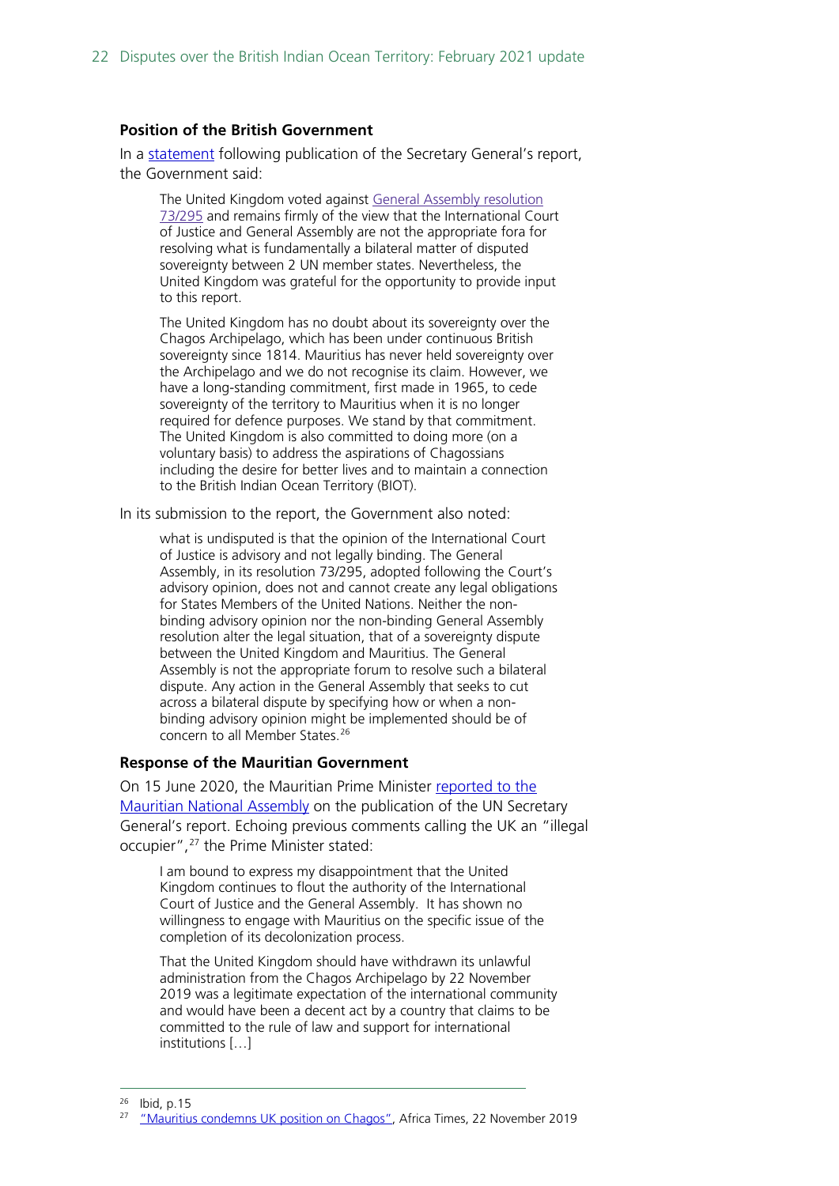### Position of the British Government

In a statement following publication of the Secretary General's report, the Government said:

> The United Kingdom voted against General Assembly resolution 73/295 and remains firmly of the view that the International Court of Justice and General Assembly are not the appropriate fora for resolving what is fundamentally a bilateral matter of disputed sovereignty between 2 UN member states. Nevertheless, the United Kingdom was grateful for the opportunity to provide input to this report.
>
> The United Kingdom has no doubt about its sovereignty over the Chagos Archipelago, which has been under continuous British sovereignty since 1814. Mauritius has never held sovereignty over the Archipelago and we do not recognise its claim. However, we have a long-standing commitment, first made in 1965, to cede sovereignty of the territory to Mauritius when it is no longer required for defence purposes. We stand by that commitment. The United Kingdom is also committed to doing more (on a voluntary basis) to address the aspirations of Chagossians including the desire for better lives and to maintain a connection to the British Indian Ocean Territory (BIOT).

In its submission to the report, the Government also noted:

> what is undisputed is that the opinion of the International Court of Justice is advisory and not legally binding. The General Assembly, in its resolution 73/295, adopted following the Court's advisory opinion, does not and cannot create any legal obligations for States Members of the United Nations. Neither the non-binding advisory opinion nor the non-binding General Assembly resolution alter the legal situation, that of a sovereignty dispute between the United Kingdom and Mauritius. The General Assembly is not the appropriate forum to resolve such a bilateral dispute. Any action in the General Assembly that seeks to cut across a bilateral dispute by specifying how or when a non-binding advisory opinion might be implemented should be of concern to all Member States.[26]

### Response of the Mauritian Government

On 15 June 2020, the Mauritian Prime Minister reported to the Mauritian National Assembly on the publication of the UN Secretary General's report. Echoing previous comments calling the UK an "illegal occupier",[27] the Prime Minister stated:

> I am bound to express my disappointment that the United Kingdom continues to flout the authority of the International Court of Justice and the General Assembly. It has shown no willingness to engage with Mauritius on the specific issue of the completion of its decolonization process.
>
> That the United Kingdom should have withdrawn its unlawful administration from the Chagos Archipelago by 22 November 2019 was a legitimate expectation of the international community and would have been a decent act by a country that claims to be committed to the rule of law and support for international institutions […]

---

[26] Ibid, p.15

[27] "Mauritius condemns UK position on Chagos", Africa Times, 22 November 2019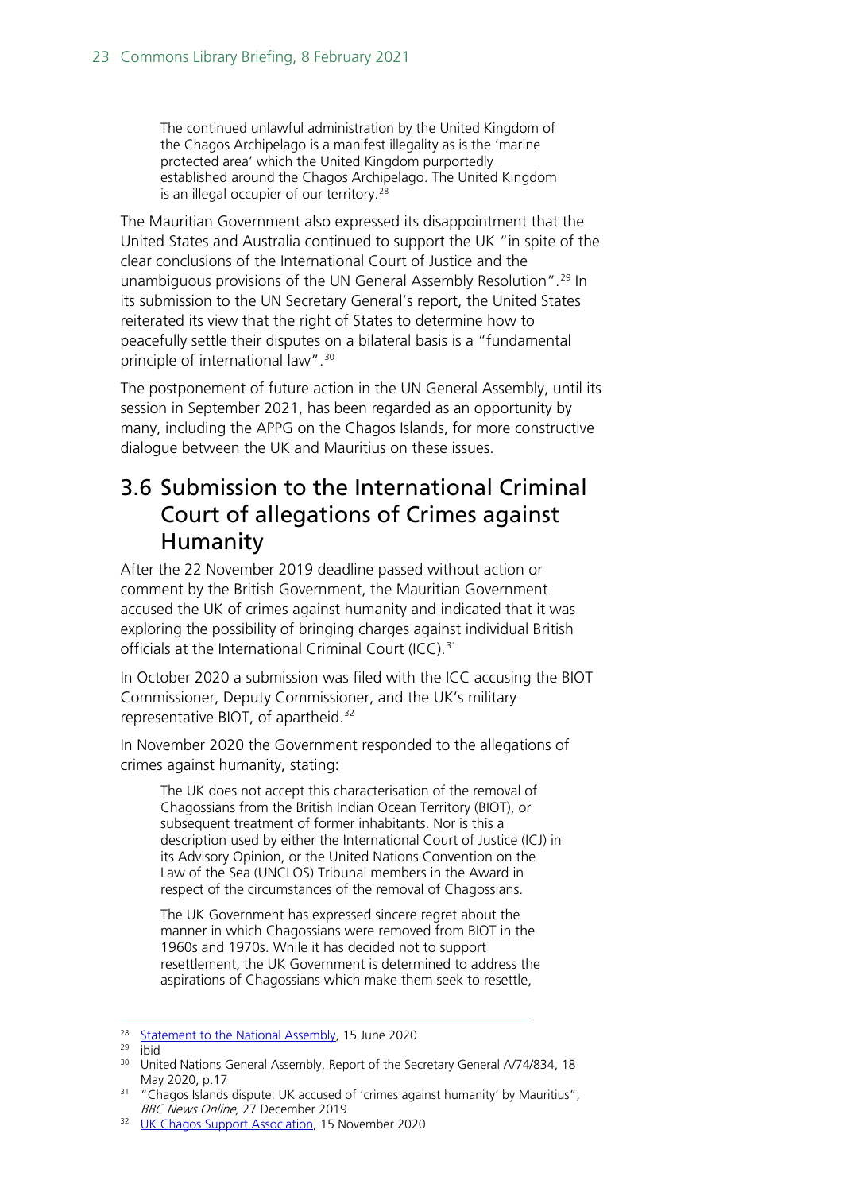> The continued unlawful administration by the United Kingdom of the Chagos Archipelago is a manifest illegality as is the 'marine protected area' which the United Kingdom purportedly established around the Chagos Archipelago. The United Kingdom is an illegal occupier of our territory.[28]

The Mauritian Government also expressed its disappointment that the United States and Australia continued to support the UK "in spite of the clear conclusions of the International Court of Justice and the unambiguous provisions of the UN General Assembly Resolution".[29] In its submission to the UN Secretary General's report, the United States reiterated its view that the right of States to determine how to peacefully settle their disputes on a bilateral basis is a "fundamental principle of international law".[30]

The postponement of future action in the UN General Assembly, until its session in September 2021, has been regarded as an opportunity by many, including the APPG on the Chagos Islands, for more constructive dialogue between the UK and Mauritius on these issues.

## 3.6 Submission to the International Criminal Court of allegations of Crimes against Humanity

After the 22 November 2019 deadline passed without action or comment by the British Government, the Mauritian Government accused the UK of crimes against humanity and indicated that it was exploring the possibility of bringing charges against individual British officials at the International Criminal Court (ICC).[31]

In October 2020 a submission was filed with the ICC accusing the BIOT Commissioner, Deputy Commissioner, and the UK's military representative BIOT, of apartheid.[32]

In November 2020 the Government responded to the allegations of crimes against humanity, stating:

> The UK does not accept this characterisation of the removal of Chagossians from the British Indian Ocean Territory (BIOT), or subsequent treatment of former inhabitants. Nor is this a description used by either the International Court of Justice (ICJ) in its Advisory Opinion, or the United Nations Convention on the Law of the Sea (UNCLOS) Tribunal members in the Award in respect of the circumstances of the removal of Chagossians.
>
> The UK Government has expressed sincere regret about the manner in which Chagossians were removed from BIOT in the 1960s and 1970s. While it has decided not to support resettlement, the UK Government is determined to address the aspirations of Chagossians which make them seek to resettle,

---

[28] Statement to the National Assembly, 15 June 2020

[29] ibid

[30] United Nations General Assembly, Report of the Secretary General A/74/834, 18 May 2020, p.17

[31] "Chagos Islands dispute: UK accused of 'crimes against humanity' by Mauritius", *BBC News Online*, 27 December 2019

[32] UK Chagos Support Association, 15 November 2020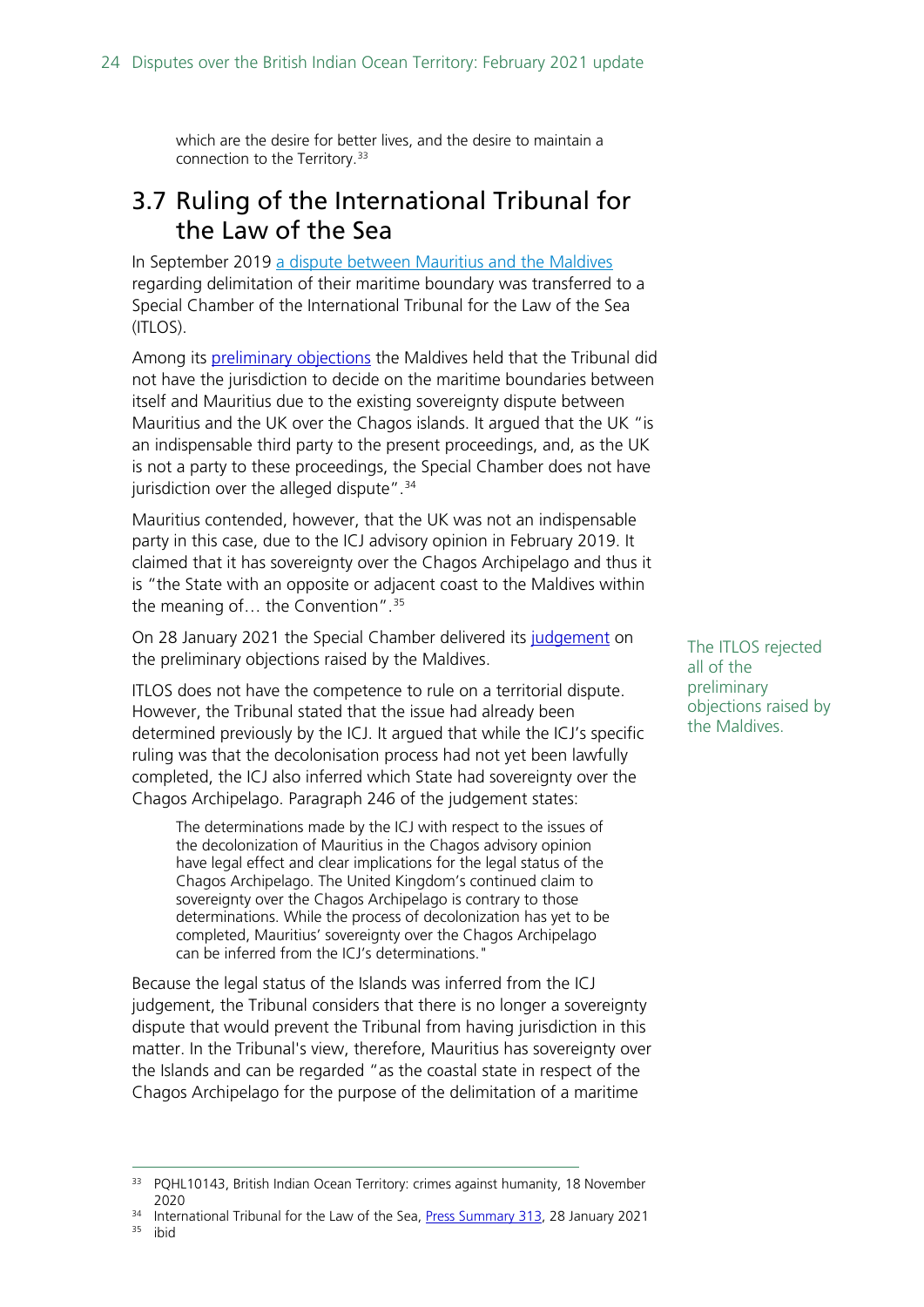which are the desire for better lives, and the desire to maintain a connection to the Territory.[33]

## 3.7 Ruling of the International Tribunal for the Law of the Sea

In September 2019 a dispute between Mauritius and the Maldives regarding delimitation of their maritime boundary was transferred to a Special Chamber of the International Tribunal for the Law of the Sea (ITLOS).

Among its preliminary objections the Maldives held that the Tribunal did not have the jurisdiction to decide on the maritime boundaries between itself and Mauritius due to the existing sovereignty dispute between Mauritius and the UK over the Chagos islands. It argued that the UK "is an indispensable third party to the present proceedings, and, as the UK is not a party to these proceedings, the Special Chamber does not have jurisdiction over the alleged dispute".[34]

Mauritius contended, however, that the UK was not an indispensable party in this case, due to the ICJ advisory opinion in February 2019. It claimed that it has sovereignty over the Chagos Archipelago and thus it is "the State with an opposite or adjacent coast to the Maldives within the meaning of… the Convention".[35]

On 28 January 2021 the Special Chamber delivered its judgement on the preliminary objections raised by the Maldives.

The ITLOS rejected all of the preliminary objections raised by the Maldives.

ITLOS does not have the competence to rule on a territorial dispute. However, the Tribunal stated that the issue had already been determined previously by the ICJ. It argued that while the ICJ's specific ruling was that the decolonisation process had not yet been lawfully completed, the ICJ also inferred which State had sovereignty over the Chagos Archipelago. Paragraph 246 of the judgement states:

> The determinations made by the ICJ with respect to the issues of the decolonization of Mauritius in the Chagos advisory opinion have legal effect and clear implications for the legal status of the Chagos Archipelago. The United Kingdom's continued claim to sovereignty over the Chagos Archipelago is contrary to those determinations. While the process of decolonization has yet to be completed, Mauritius' sovereignty over the Chagos Archipelago can be inferred from the ICJ's determinations."

Because the legal status of the Islands was inferred from the ICJ judgement, the Tribunal considers that there is no longer a sovereignty dispute that would prevent the Tribunal from having jurisdiction in this matter. In the Tribunal's view, therefore, Mauritius has sovereignty over the Islands and can be regarded "as the coastal state in respect of the Chagos Archipelago for the purpose of the delimitation of a maritime

---

[33] PQHL10143, British Indian Ocean Territory: crimes against humanity, 18 November 2020

[34] International Tribunal for the Law of the Sea, Press Summary 313, 28 January 2021

[35] ibid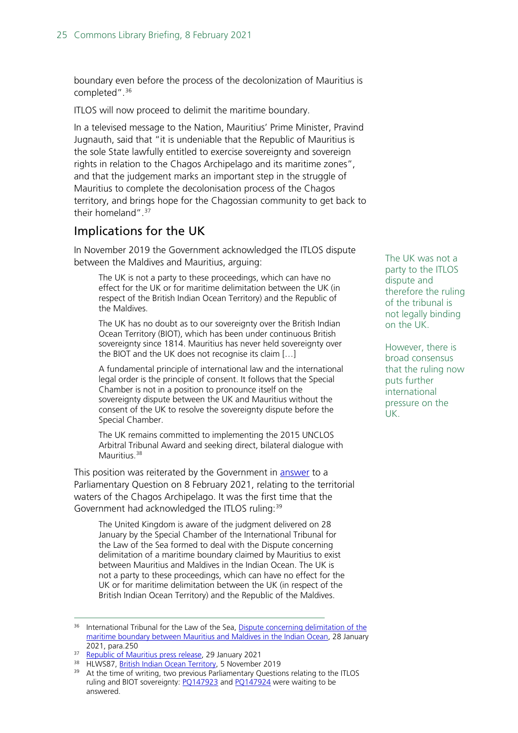boundary even before the process of the decolonization of Mauritius is completed".[36]

ITLOS will now proceed to delimit the maritime boundary.

In a televised message to the Nation, Mauritius' Prime Minister, Pravind Jugnauth, said that "it is undeniable that the Republic of Mauritius is the sole State lawfully entitled to exercise sovereignty and sovereign rights in relation to the Chagos Archipelago and its maritime zones", and that the judgement marks an important step in the struggle of Mauritius to complete the decolonisation process of the Chagos territory, and brings hope for the Chagossian community to get back to their homeland".[37]

## Implications for the UK

The UK was not a party to the ITLOS dispute and therefore the ruling of the tribunal is not legally binding on the UK.

However, there is broad consensus that the ruling now puts further international pressure on the UK.

In November 2019 the Government acknowledged the ITLOS dispute between the Maldives and Mauritius, arguing:

> The UK is not a party to these proceedings, which can have no effect for the UK or for maritime delimitation between the UK (in respect of the British Indian Ocean Territory) and the Republic of the Maldives.
>
> The UK has no doubt as to our sovereignty over the British Indian Ocean Territory (BIOT), which has been under continuous British sovereignty since 1814. Mauritius has never held sovereignty over the BIOT and the UK does not recognise its claim […]
>
> A fundamental principle of international law and the international legal order is the principle of consent. It follows that the Special Chamber is not in a position to pronounce itself on the sovereignty dispute between the UK and Mauritius without the consent of the UK to resolve the sovereignty dispute before the Special Chamber.
>
> The UK remains committed to implementing the 2015 UNCLOS Arbitral Tribunal Award and seeking direct, bilateral dialogue with Mauritius.[38]

This position was reiterated by the Government in answer to a Parliamentary Question on 8 February 2021, relating to the territorial waters of the Chagos Archipelago. It was the first time that the Government had acknowledged the ITLOS ruling:[39]

> The United Kingdom is aware of the judgment delivered on 28 January by the Special Chamber of the International Tribunal for the Law of the Sea formed to deal with the Dispute concerning delimitation of a maritime boundary claimed by Mauritius to exist between Mauritius and Maldives in the Indian Ocean. The UK is not a party to these proceedings, which can have no effect for the UK or for maritime delimitation between the UK (in respect of the British Indian Ocean Territory) and the Republic of the Maldives.

---

[36] International Tribunal for the Law of the Sea, Dispute concerning delimitation of the maritime boundary between Mauritius and Maldives in the Indian Ocean, 28 January 2021, para.250

[37] Republic of Mauritius press release, 29 January 2021

[38] HLWS87, British Indian Ocean Territory, 5 November 2019

[39] At the time of writing, two previous Parliamentary Questions relating to the ITLOS ruling and BIOT sovereignty: PQ147923 and PQ147924 were waiting to be answered.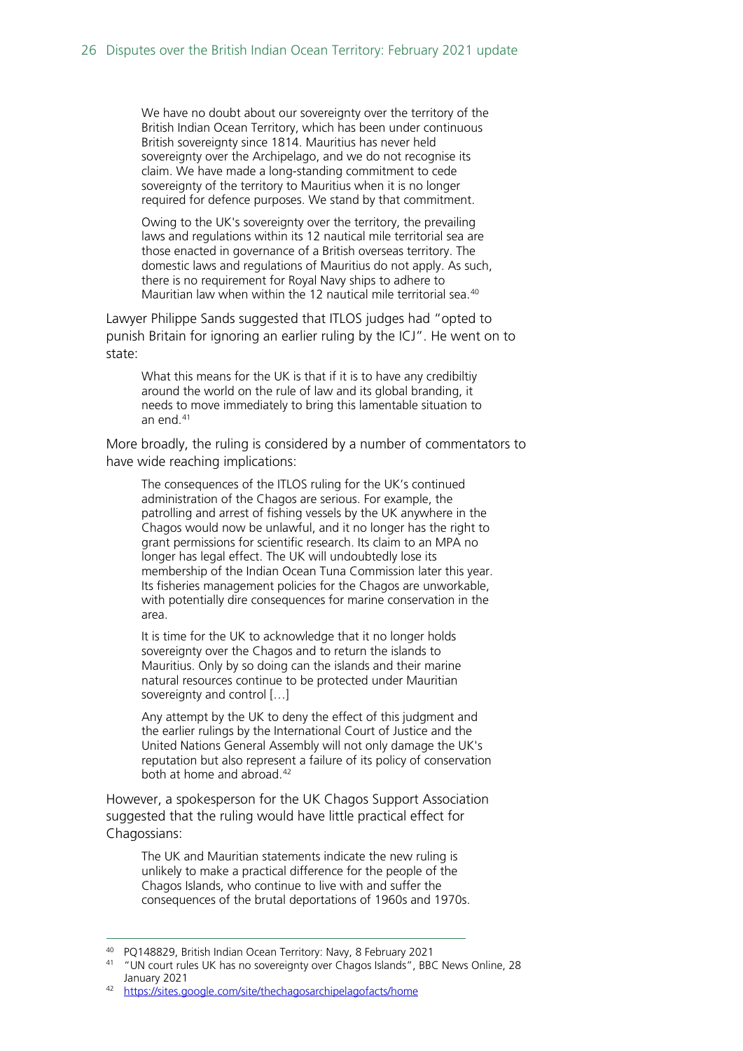> We have no doubt about our sovereignty over the territory of the British Indian Ocean Territory, which has been under continuous British sovereignty since 1814. Mauritius has never held sovereignty over the Archipelago, and we do not recognise its claim. We have made a long-standing commitment to cede sovereignty of the territory to Mauritius when it is no longer required for defence purposes. We stand by that commitment.
>
> Owing to the UK's sovereignty over the territory, the prevailing laws and regulations within its 12 nautical mile territorial sea are those enacted in governance of a British overseas territory. The domestic laws and regulations of Mauritius do not apply. As such, there is no requirement for Royal Navy ships to adhere to Mauritian law when within the 12 nautical mile territorial sea.[40]

Lawyer Philippe Sands suggested that ITLOS judges had "opted to punish Britain for ignoring an earlier ruling by the ICJ". He went on to state:

> What this means for the UK is that if it is to have any credibiltiy around the world on the rule of law and its global branding, it needs to move immediately to bring this lamentable situation to an end.[41]

More broadly, the ruling is considered by a number of commentators to have wide reaching implications:

> The consequences of the ITLOS ruling for the UK's continued administration of the Chagos are serious. For example, the patrolling and arrest of fishing vessels by the UK anywhere in the Chagos would now be unlawful, and it no longer has the right to grant permissions for scientific research. Its claim to an MPA no longer has legal effect. The UK will undoubtedly lose its membership of the Indian Ocean Tuna Commission later this year. Its fisheries management policies for the Chagos are unworkable, with potentially dire consequences for marine conservation in the area.
>
> It is time for the UK to acknowledge that it no longer holds sovereignty over the Chagos and to return the islands to Mauritius. Only by so doing can the islands and their marine natural resources continue to be protected under Mauritian sovereignty and control […]
>
> Any attempt by the UK to deny the effect of this judgment and the earlier rulings by the International Court of Justice and the United Nations General Assembly will not only damage the UK's reputation but also represent a failure of its policy of conservation both at home and abroad.[42]

However, a spokesperson for the UK Chagos Support Association suggested that the ruling would have little practical effect for Chagossians:

> The UK and Mauritian statements indicate the new ruling is unlikely to make a practical difference for the people of the Chagos Islands, who continue to live with and suffer the consequences of the brutal deportations of 1960s and 1970s.

---

[40] PQ148829, British Indian Ocean Territory: Navy, 8 February 2021

[41] "UN court rules UK has no sovereignty over Chagos Islands", BBC News Online, 28 January 2021

[42] https://sites.google.com/site/thechagosarchipelagofacts/home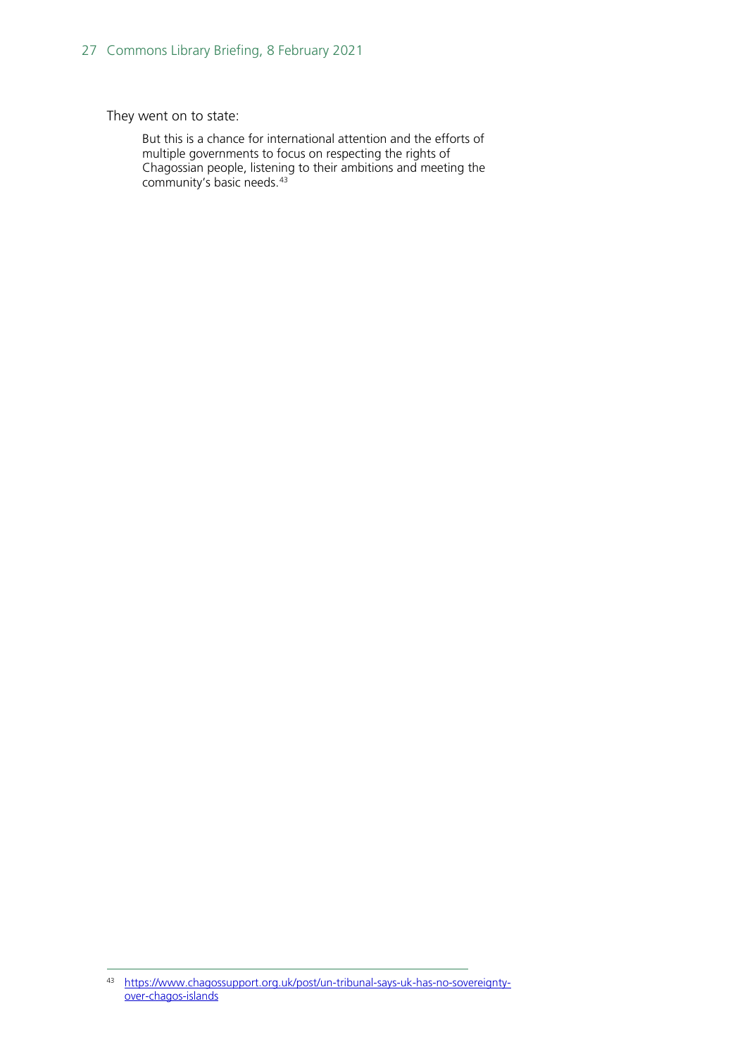They went on to state:

> But this is a chance for international attention and the efforts of multiple governments to focus on respecting the rights of Chagossian people, listening to their ambitions and meeting the community's basic needs.[43]

---

43 https://www.chagossupport.org.uk/post/un-tribunal-says-uk-has-no-sovereignty-over-chagos-islands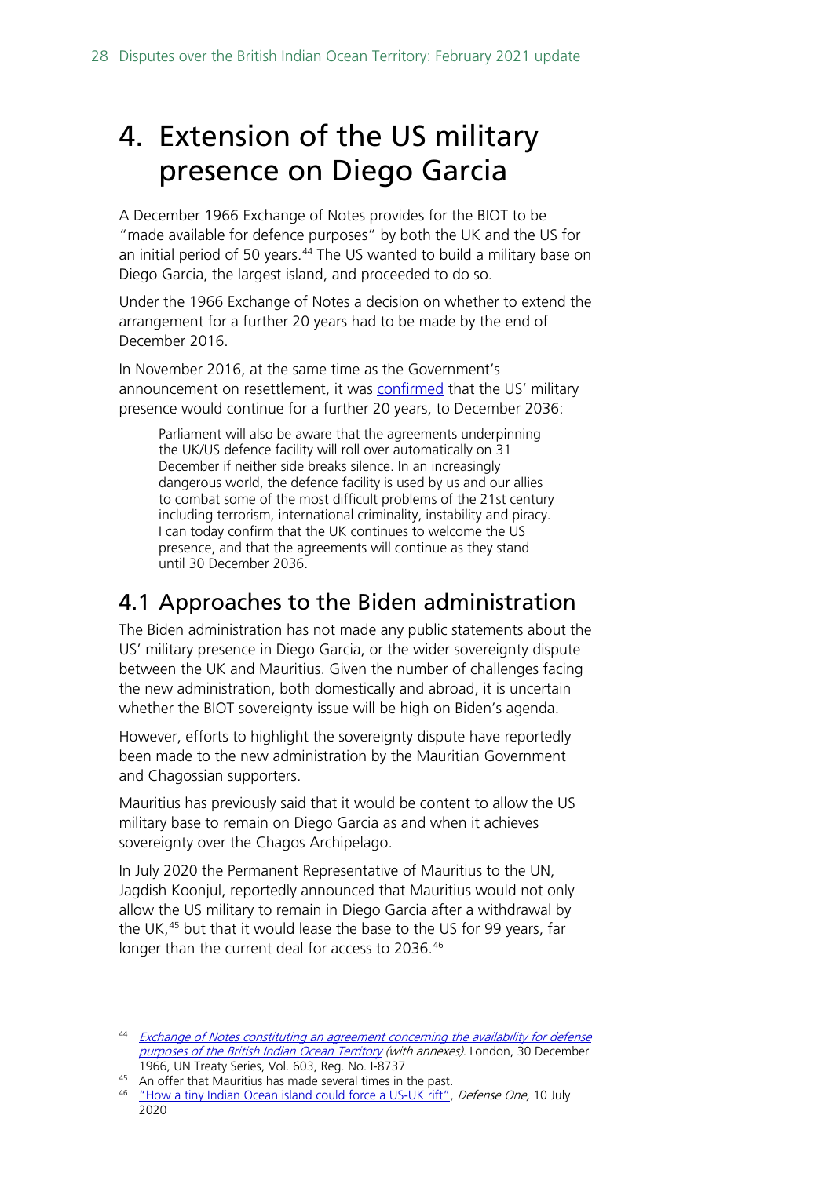# 4. Extension of the US military presence on Diego Garcia

A December 1966 Exchange of Notes provides for the BIOT to be "made available for defence purposes" by both the UK and the US for an initial period of 50 years.[44] The US wanted to build a military base on Diego Garcia, the largest island, and proceeded to do so.

Under the 1966 Exchange of Notes a decision on whether to extend the arrangement for a further 20 years had to be made by the end of December 2016.

In November 2016, at the same time as the Government's announcement on resettlement, it was confirmed that the US' military presence would continue for a further 20 years, to December 2036:

> Parliament will also be aware that the agreements underpinning the UK/US defence facility will roll over automatically on 31 December if neither side breaks silence. In an increasingly dangerous world, the defence facility is used by us and our allies to combat some of the most difficult problems of the 21st century including terrorism, international criminality, instability and piracy. I can today confirm that the UK continues to welcome the US presence, and that the agreements will continue as they stand until 30 December 2036.

## 4.1 Approaches to the Biden administration

The Biden administration has not made any public statements about the US' military presence in Diego Garcia, or the wider sovereignty dispute between the UK and Mauritius. Given the number of challenges facing the new administration, both domestically and abroad, it is uncertain whether the BIOT sovereignty issue will be high on Biden's agenda.

However, efforts to highlight the sovereignty dispute have reportedly been made to the new administration by the Mauritian Government and Chagossian supporters.

Mauritius has previously said that it would be content to allow the US military base to remain on Diego Garcia as and when it achieves sovereignty over the Chagos Archipelago.

In July 2020 the Permanent Representative of Mauritius to the UN, Jagdish Koonjul, reportedly announced that Mauritius would not only allow the US military to remain in Diego Garcia after a withdrawal by the UK,[45] but that it would lease the base to the US for 99 years, far longer than the current deal for access to 2036.[46]

---

[44] *Exchange of Notes constituting an agreement concerning the availability for defense purposes of the British Indian Ocean Territory (with annexes)*. London, 30 December 1966, UN Treaty Series, Vol. 603, Reg. No. I-8737

[45] An offer that Mauritius has made several times in the past.

[46] "How a tiny Indian Ocean island could force a US-UK rift", *Defense One*, 10 July 2020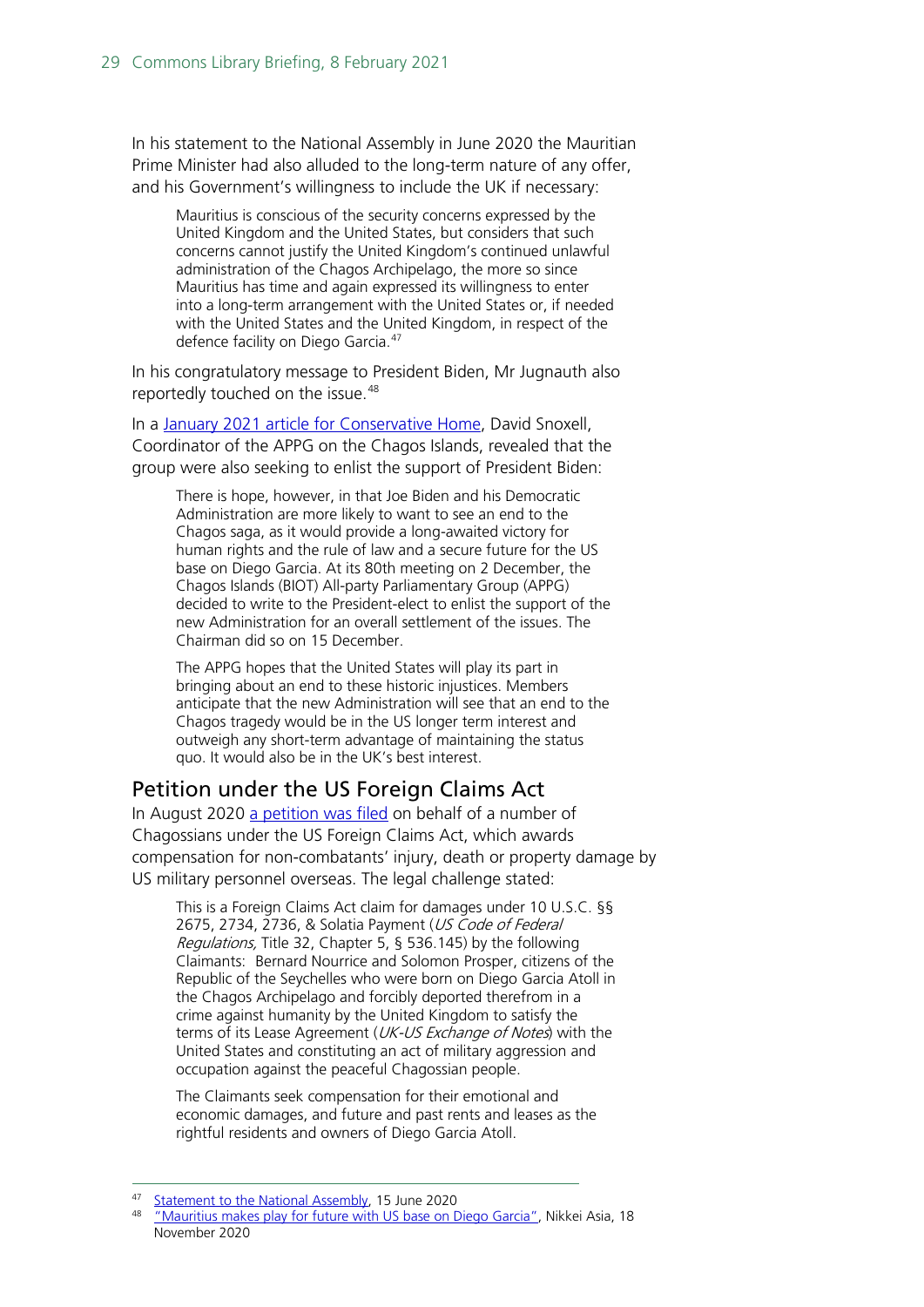In his statement to the National Assembly in June 2020 the Mauritian Prime Minister had also alluded to the long-term nature of any offer, and his Government's willingness to include the UK if necessary:

> Mauritius is conscious of the security concerns expressed by the United Kingdom and the United States, but considers that such concerns cannot justify the United Kingdom's continued unlawful administration of the Chagos Archipelago, the more so since Mauritius has time and again expressed its willingness to enter into a long-term arrangement with the United States or, if needed with the United States and the United Kingdom, in respect of the defence facility on Diego Garcia.[47]

In his congratulatory message to President Biden, Mr Jugnauth also reportedly touched on the issue.[48]

In a January 2021 article for Conservative Home, David Snoxell, Coordinator of the APPG on the Chagos Islands, revealed that the group were also seeking to enlist the support of President Biden:

> There is hope, however, in that Joe Biden and his Democratic Administration are more likely to want to see an end to the Chagos saga, as it would provide a long-awaited victory for human rights and the rule of law and a secure future for the US base on Diego Garcia. At its 80th meeting on 2 December, the Chagos Islands (BIOT) All-party Parliamentary Group (APPG) decided to write to the President-elect to enlist the support of the new Administration for an overall settlement of the issues. The Chairman did so on 15 December.
>
> The APPG hopes that the United States will play its part in bringing about an end to these historic injustices. Members anticipate that the new Administration will see that an end to the Chagos tragedy would be in the US longer term interest and outweigh any short-term advantage of maintaining the status quo. It would also be in the UK's best interest.

## Petition under the US Foreign Claims Act

In August 2020 a petition was filed on behalf of a number of Chagossians under the US Foreign Claims Act, which awards compensation for non-combatants' injury, death or property damage by US military personnel overseas. The legal challenge stated:

> This is a Foreign Claims Act claim for damages under 10 U.S.C. §§ 2675, 2734, 2736, & Solatia Payment (*US Code of Federal Regulations,* Title 32, Chapter 5, § 536.145) by the following Claimants: Bernard Nourrice and Solomon Prosper, citizens of the Republic of the Seychelles who were born on Diego Garcia Atoll in the Chagos Archipelago and forcibly deported therefrom in a crime against humanity by the United Kingdom to satisfy the terms of its Lease Agreement (*UK-US Exchange of Notes*) with the United States and constituting an act of military aggression and occupation against the peaceful Chagossian people.
>
> The Claimants seek compensation for their emotional and economic damages, and future and past rents and leases as the rightful residents and owners of Diego Garcia Atoll.

---

[47] Statement to the National Assembly, 15 June 2020

[48] "Mauritius makes play for future with US base on Diego Garcia", Nikkei Asia, 18 November 2020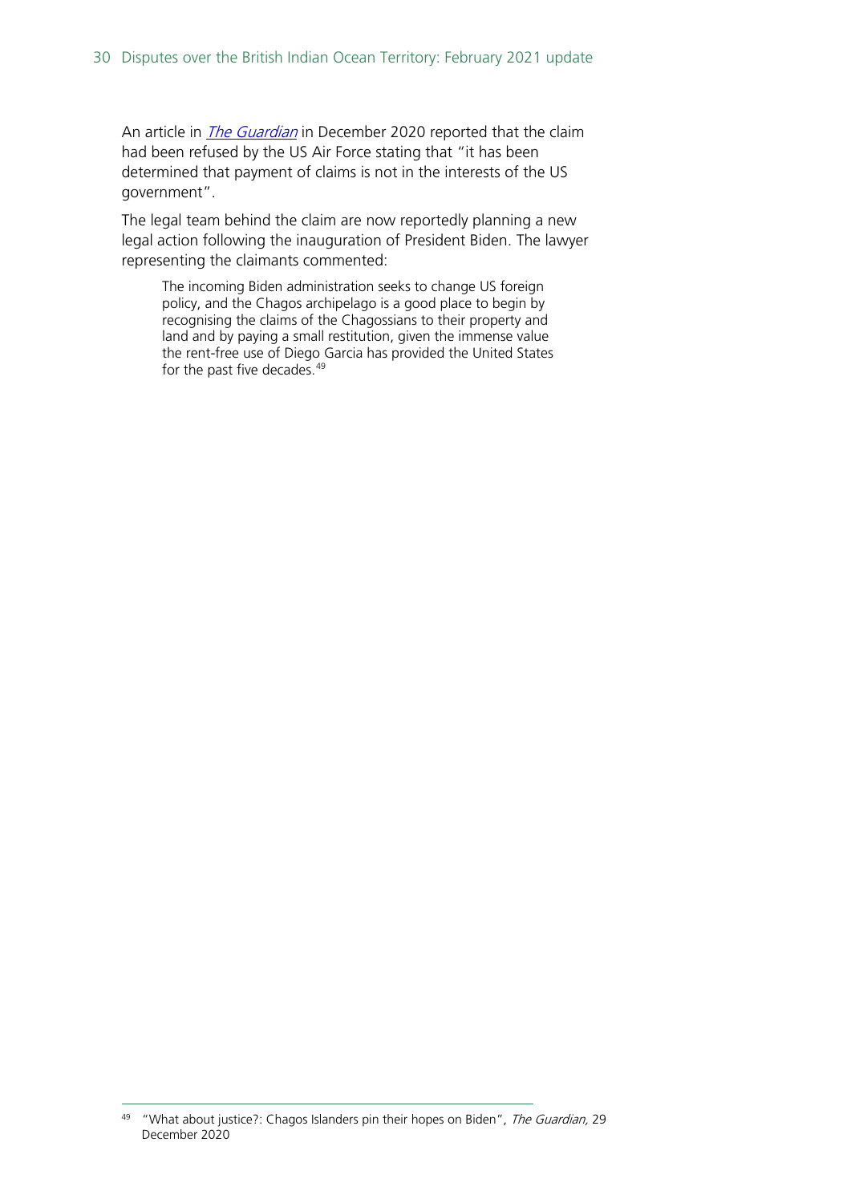An article in *The Guardian* in December 2020 reported that the claim had been refused by the US Air Force stating that "it has been determined that payment of claims is not in the interests of the US government".

The legal team behind the claim are now reportedly planning a new legal action following the inauguration of President Biden. The lawyer representing the claimants commented:

> The incoming Biden administration seeks to change US foreign policy, and the Chagos archipelago is a good place to begin by recognising the claims of the Chagossians to their property and land and by paying a small restitution, given the immense value the rent-free use of Diego Garcia has provided the United States for the past five decades.[49]

---

[49] "What about justice?: Chagos Islanders pin their hopes on Biden", *The Guardian,* 29 December 2020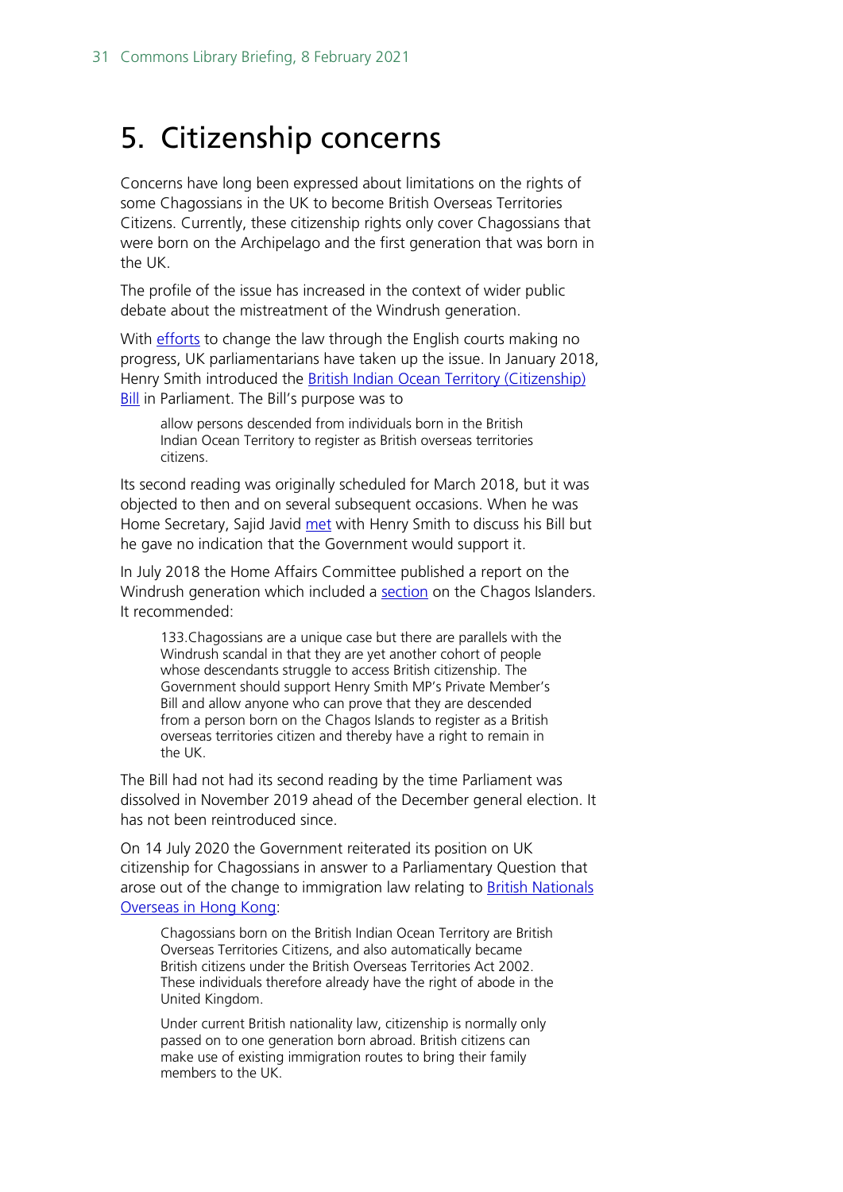# 5. Citizenship concerns

Concerns have long been expressed about limitations on the rights of some Chagossians in the UK to become British Overseas Territories Citizens. Currently, these citizenship rights only cover Chagossians that were born on the Archipelago and the first generation that was born in the UK.

The profile of the issue has increased in the context of wider public debate about the mistreatment of the Windrush generation.

With efforts to change the law through the English courts making no progress, UK parliamentarians have taken up the issue. In January 2018, Henry Smith introduced the British Indian Ocean Territory (Citizenship) Bill in Parliament. The Bill's purpose was to

> allow persons descended from individuals born in the British Indian Ocean Territory to register as British overseas territories citizens.

Its second reading was originally scheduled for March 2018, but it was objected to then and on several subsequent occasions. When he was Home Secretary, Sajid Javid met with Henry Smith to discuss his Bill but he gave no indication that the Government would support it.

In July 2018 the Home Affairs Committee published a report on the Windrush generation which included a section on the Chagos Islanders. It recommended:

> 133.Chagossians are a unique case but there are parallels with the Windrush scandal in that they are yet another cohort of people whose descendants struggle to access British citizenship. The Government should support Henry Smith MP's Private Member's Bill and allow anyone who can prove that they are descended from a person born on the Chagos Islands to register as a British overseas territories citizen and thereby have a right to remain in the UK.

The Bill had not had its second reading by the time Parliament was dissolved in November 2019 ahead of the December general election. It has not been reintroduced since.

On 14 July 2020 the Government reiterated its position on UK citizenship for Chagossians in answer to a Parliamentary Question that arose out of the change to immigration law relating to British Nationals Overseas in Hong Kong:

> Chagossians born on the British Indian Ocean Territory are British Overseas Territories Citizens, and also automatically became British citizens under the British Overseas Territories Act 2002. These individuals therefore already have the right of abode in the United Kingdom.
>
> Under current British nationality law, citizenship is normally only passed on to one generation born abroad. British citizens can make use of existing immigration routes to bring their family members to the UK.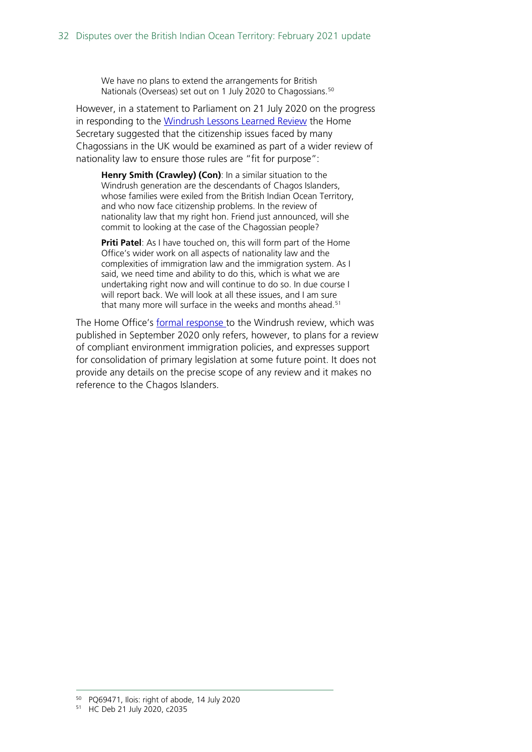> We have no plans to extend the arrangements for British Nationals (Overseas) set out on 1 July 2020 to Chagossians.[50]

However, in a statement to Parliament on 21 July 2020 on the progress in responding to the Windrush Lessons Learned Review the Home Secretary suggested that the citizenship issues faced by many Chagossians in the UK would be examined as part of a wider review of nationality law to ensure those rules are "fit for purpose":

> **Henry Smith (Crawley) (Con)**: In a similar situation to the Windrush generation are the descendants of Chagos Islanders, whose families were exiled from the British Indian Ocean Territory, and who now face citizenship problems. In the review of nationality law that my right hon. Friend just announced, will she commit to looking at the case of the Chagossian people?
>
> **Priti Patel**: As I have touched on, this will form part of the Home Office's wider work on all aspects of nationality law and the complexities of immigration law and the immigration system. As I said, we need time and ability to do this, which is what we are undertaking right now and will continue to do so. In due course I will report back. We will look at all these issues, and I am sure that many more will surface in the weeks and months ahead.[51]

The Home Office's formal response to the Windrush review, which was published in September 2020 only refers, however, to plans for a review of compliant environment immigration policies, and expresses support for consolidation of primary legislation at some future point. It does not provide any details on the precise scope of any review and it makes no reference to the Chagos Islanders.

---

[50] PQ69471, Ilois: right of abode, 14 July 2020

[51] HC Deb 21 July 2020, c2035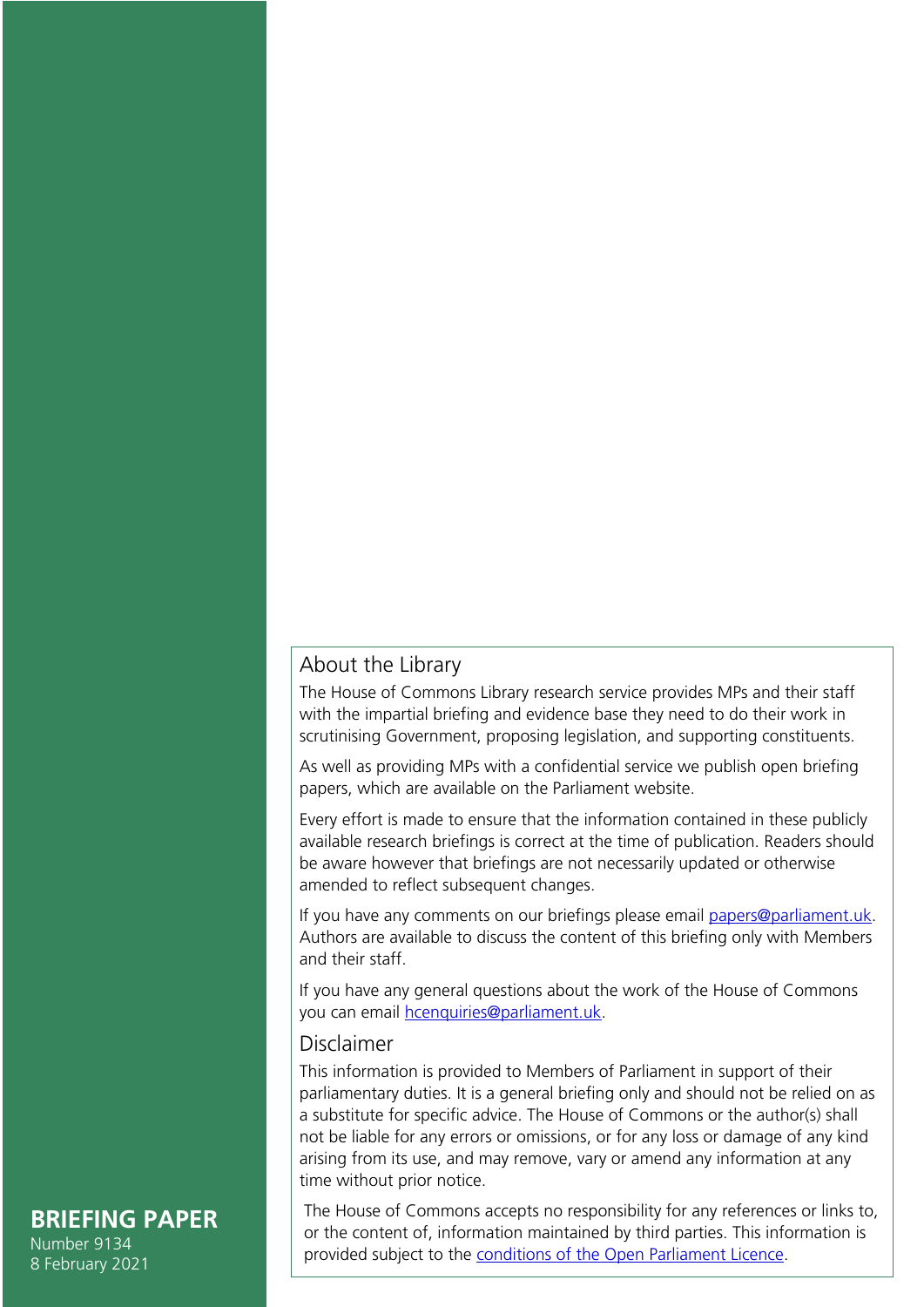## About the Library

The House of Commons Library research service provides MPs and their staff with the impartial briefing and evidence base they need to do their work in scrutinising Government, proposing legislation, and supporting constituents.

As well as providing MPs with a confidential service we publish open briefing papers, which are available on the Parliament website.

Every effort is made to ensure that the information contained in these publicly available research briefings is correct at the time of publication. Readers should be aware however that briefings are not necessarily updated or otherwise amended to reflect subsequent changes.

If you have any comments on our briefings please email papers@parliament.uk. Authors are available to discuss the content of this briefing only with Members and their staff.

If you have any general questions about the work of the House of Commons you can email hcenquiries@parliament.uk.

## Disclaimer

This information is provided to Members of Parliament in support of their parliamentary duties. It is a general briefing only and should not be relied on as a substitute for specific advice. The House of Commons or the author(s) shall not be liable for any errors or omissions, or for any loss or damage of any kind arising from its use, and may remove, vary or amend any information at any time without prior notice.

The House of Commons accepts no responsibility for any references or links to, or the content of, information maintained by third parties. This information is provided subject to the conditions of the Open Parliament Licence.

**BRIEFING PAPER**
Number 9134
8 February 2021